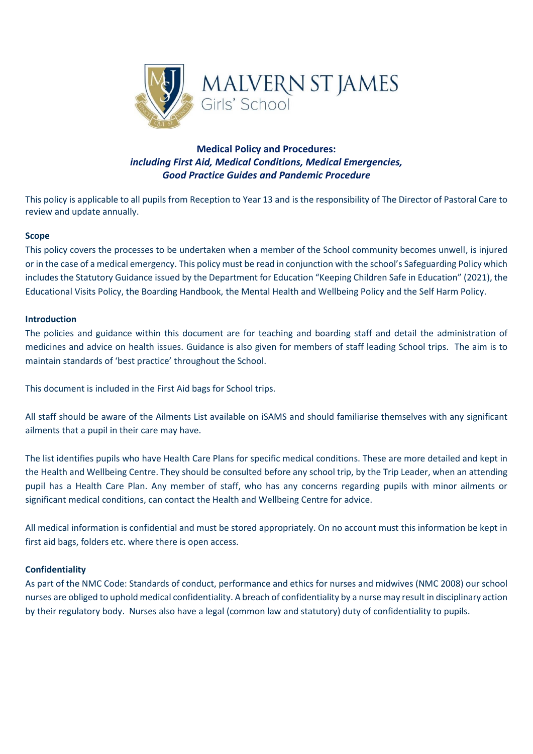MALVERN ST JAMES
Girls' School

# Medical Policy and Procedures:
## *including First Aid, Medical Conditions, Medical Emergencies, Good Practice Guides and Pandemic Procedure*

This policy is applicable to all pupils from Reception to Year 13 and is the responsibility of The Director of Pastoral Care to review and update annually.

**Scope**

This policy covers the processes to be undertaken when a member of the School community becomes unwell, is injured or in the case of a medical emergency. This policy must be read in conjunction with the school's Safeguarding Policy which includes the Statutory Guidance issued by the Department for Education "Keeping Children Safe in Education" (2021), the Educational Visits Policy, the Boarding Handbook, the Mental Health and Wellbeing Policy and the Self Harm Policy.

**Introduction**

The policies and guidance within this document are for teaching and boarding staff and detail the administration of medicines and advice on health issues. Guidance is also given for members of staff leading School trips. The aim is to maintain standards of 'best practice' throughout the School.

This document is included in the First Aid bags for School trips.

All staff should be aware of the Ailments List available on iSAMS and should familiarise themselves with any significant ailments that a pupil in their care may have.

The list identifies pupils who have Health Care Plans for specific medical conditions. These are more detailed and kept in the Health and Wellbeing Centre. They should be consulted before any school trip, by the Trip Leader, when an attending pupil has a Health Care Plan. Any member of staff, who has any concerns regarding pupils with minor ailments or significant medical conditions, can contact the Health and Wellbeing Centre for advice.

All medical information is confidential and must be stored appropriately. On no account must this information be kept in first aid bags, folders etc. where there is open access.

**Confidentiality**

As part of the NMC Code: Standards of conduct, performance and ethics for nurses and midwives (NMC 2008) our school nurses are obliged to uphold medical confidentiality. A breach of confidentiality by a nurse may result in disciplinary action by their regulatory body. Nurses also have a legal (common law and statutory) duty of confidentiality to pupils.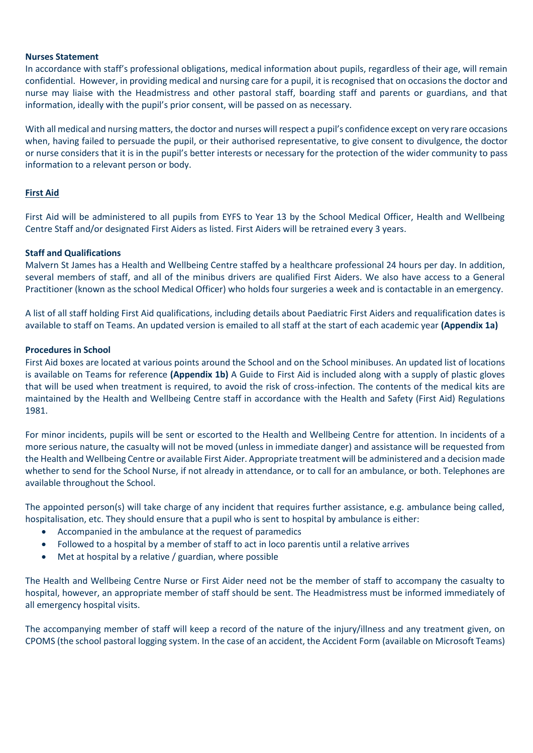**Nurses Statement**

In accordance with staff's professional obligations, medical information about pupils, regardless of their age, will remain confidential. However, in providing medical and nursing care for a pupil, it is recognised that on occasions the doctor and nurse may liaise with the Headmistress and other pastoral staff, boarding staff and parents or guardians, and that information, ideally with the pupil's prior consent, will be passed on as necessary.

With all medical and nursing matters, the doctor and nurses will respect a pupil's confidence except on very rare occasions when, having failed to persuade the pupil, or their authorised representative, to give consent to divulgence, the doctor or nurse considers that it is in the pupil's better interests or necessary for the protection of the wider community to pass information to a relevant person or body.

## First Aid

First Aid will be administered to all pupils from EYFS to Year 13 by the School Medical Officer, Health and Wellbeing Centre Staff and/or designated First Aiders as listed. First Aiders will be retrained every 3 years.

**Staff and Qualifications**

Malvern St James has a Health and Wellbeing Centre staffed by a healthcare professional 24 hours per day. In addition, several members of staff, and all of the minibus drivers are qualified First Aiders. We also have access to a General Practitioner (known as the school Medical Officer) who holds four surgeries a week and is contactable in an emergency.

A list of all staff holding First Aid qualifications, including details about Paediatric First Aiders and requalification dates is available to staff on Teams. An updated version is emailed to all staff at the start of each academic year **(Appendix 1a)**

**Procedures in School**

First Aid boxes are located at various points around the School and on the School minibuses. An updated list of locations is available on Teams for reference **(Appendix 1b)** A Guide to First Aid is included along with a supply of plastic gloves that will be used when treatment is required, to avoid the risk of cross-infection. The contents of the medical kits are maintained by the Health and Wellbeing Centre staff in accordance with the Health and Safety (First Aid) Regulations 1981.

For minor incidents, pupils will be sent or escorted to the Health and Wellbeing Centre for attention. In incidents of a more serious nature, the casualty will not be moved (unless in immediate danger) and assistance will be requested from the Health and Wellbeing Centre or available First Aider. Appropriate treatment will be administered and a decision made whether to send for the School Nurse, if not already in attendance, or to call for an ambulance, or both. Telephones are available throughout the School.

The appointed person(s) will take charge of any incident that requires further assistance, e.g. ambulance being called, hospitalisation, etc. They should ensure that a pupil who is sent to hospital by ambulance is either:

- Accompanied in the ambulance at the request of paramedics
- Followed to a hospital by a member of staff to act in loco parentis until a relative arrives
- Met at hospital by a relative / guardian, where possible

The Health and Wellbeing Centre Nurse or First Aider need not be the member of staff to accompany the casualty to hospital, however, an appropriate member of staff should be sent. The Headmistress must be informed immediately of all emergency hospital visits.

The accompanying member of staff will keep a record of the nature of the injury/illness and any treatment given, on CPOMS (the school pastoral logging system. In the case of an accident, the Accident Form (available on Microsoft Teams)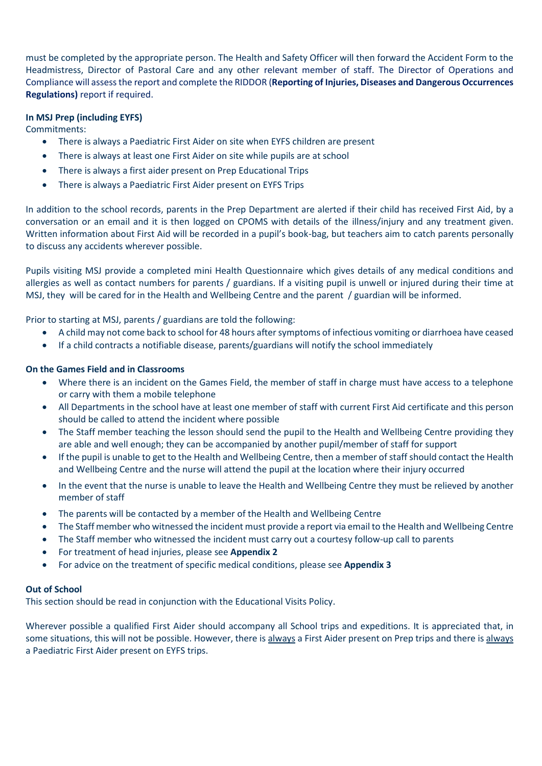must be completed by the appropriate person. The Health and Safety Officer will then forward the Accident Form to the Headmistress, Director of Pastoral Care and any other relevant member of staff. The Director of Operations and Compliance will assess the report and complete the RIDDOR (**Reporting of Injuries, Diseases and Dangerous Occurrences Regulations)** report if required.

**In MSJ Prep (including EYFS)**

Commitments:

- There is always a Paediatric First Aider on site when EYFS children are present
- There is always at least one First Aider on site while pupils are at school
- There is always a first aider present on Prep Educational Trips
- There is always a Paediatric First Aider present on EYFS Trips

In addition to the school records, parents in the Prep Department are alerted if their child has received First Aid, by a conversation or an email and it is then logged on CPOMS with details of the illness/injury and any treatment given. Written information about First Aid will be recorded in a pupil's book-bag, but teachers aim to catch parents personally to discuss any accidents wherever possible.

Pupils visiting MSJ provide a completed mini Health Questionnaire which gives details of any medical conditions and allergies as well as contact numbers for parents / guardians. If a visiting pupil is unwell or injured during their time at MSJ, they will be cared for in the Health and Wellbeing Centre and the parent / guardian will be informed.

Prior to starting at MSJ, parents / guardians are told the following:

- A child may not come back to school for 48 hours after symptoms of infectious vomiting or diarrhoea have ceased
- If a child contracts a notifiable disease, parents/guardians will notify the school immediately

**On the Games Field and in Classrooms**

- Where there is an incident on the Games Field, the member of staff in charge must have access to a telephone or carry with them a mobile telephone
- All Departments in the school have at least one member of staff with current First Aid certificate and this person should be called to attend the incident where possible
- The Staff member teaching the lesson should send the pupil to the Health and Wellbeing Centre providing they are able and well enough; they can be accompanied by another pupil/member of staff for support
- If the pupil is unable to get to the Health and Wellbeing Centre, then a member of staff should contact the Health and Wellbeing Centre and the nurse will attend the pupil at the location where their injury occurred
- In the event that the nurse is unable to leave the Health and Wellbeing Centre they must be relieved by another member of staff
- The parents will be contacted by a member of the Health and Wellbeing Centre
- The Staff member who witnessed the incident must provide a report via email to the Health and Wellbeing Centre
- The Staff member who witnessed the incident must carry out a courtesy follow-up call to parents
- For treatment of head injuries, please see **Appendix 2**
- For advice on the treatment of specific medical conditions, please see **Appendix 3**

**Out of School**

This section should be read in conjunction with the Educational Visits Policy.

Wherever possible a qualified First Aider should accompany all School trips and expeditions. It is appreciated that, in some situations, this will not be possible. However, there is always a First Aider present on Prep trips and there is always a Paediatric First Aider present on EYFS trips.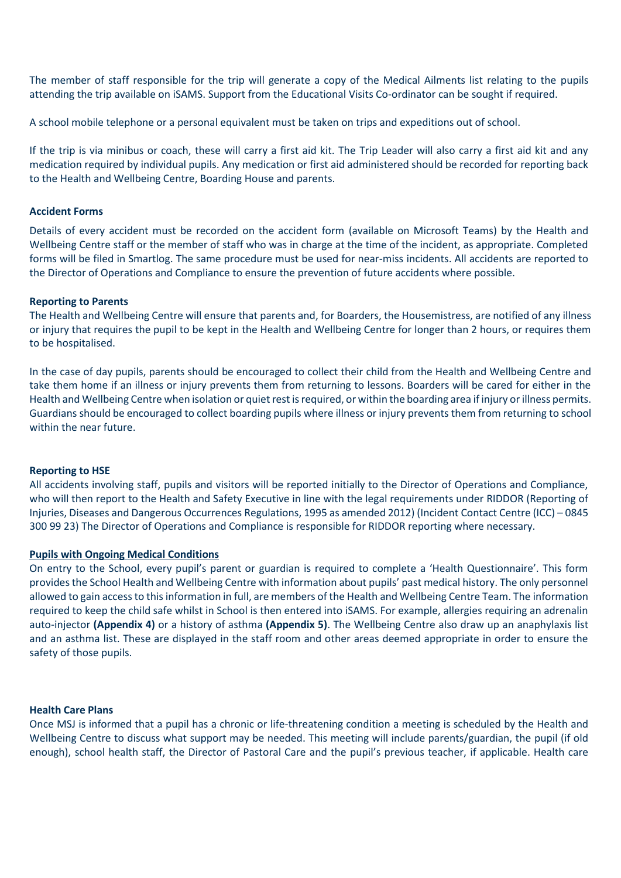The member of staff responsible for the trip will generate a copy of the Medical Ailments list relating to the pupils attending the trip available on iSAMS. Support from the Educational Visits Co-ordinator can be sought if required.

A school mobile telephone or a personal equivalent must be taken on trips and expeditions out of school.

If the trip is via minibus or coach, these will carry a first aid kit. The Trip Leader will also carry a first aid kit and any medication required by individual pupils. Any medication or first aid administered should be recorded for reporting back to the Health and Wellbeing Centre, Boarding House and parents.

**Accident Forms**

Details of every accident must be recorded on the accident form (available on Microsoft Teams) by the Health and Wellbeing Centre staff or the member of staff who was in charge at the time of the incident, as appropriate. Completed forms will be filed in Smartlog. The same procedure must be used for near-miss incidents. All accidents are reported to the Director of Operations and Compliance to ensure the prevention of future accidents where possible.

**Reporting to Parents**

The Health and Wellbeing Centre will ensure that parents and, for Boarders, the Housemistress, are notified of any illness or injury that requires the pupil to be kept in the Health and Wellbeing Centre for longer than 2 hours, or requires them to be hospitalised.

In the case of day pupils, parents should be encouraged to collect their child from the Health and Wellbeing Centre and take them home if an illness or injury prevents them from returning to lessons. Boarders will be cared for either in the Health and Wellbeing Centre when isolation or quiet rest is required, or within the boarding area if injury or illness permits. Guardians should be encouraged to collect boarding pupils where illness or injury prevents them from returning to school within the near future.

**Reporting to HSE**

All accidents involving staff, pupils and visitors will be reported initially to the Director of Operations and Compliance, who will then report to the Health and Safety Executive in line with the legal requirements under RIDDOR (Reporting of Injuries, Diseases and Dangerous Occurrences Regulations, 1995 as amended 2012) (Incident Contact Centre (ICC) – 0845 300 99 23) The Director of Operations and Compliance is responsible for RIDDOR reporting where necessary.

**Pupils with Ongoing Medical Conditions**

On entry to the School, every pupil's parent or guardian is required to complete a 'Health Questionnaire'. This form provides the School Health and Wellbeing Centre with information about pupils' past medical history. The only personnel allowed to gain access to this information in full, are members of the Health and Wellbeing Centre Team. The information required to keep the child safe whilst in School is then entered into iSAMS. For example, allergies requiring an adrenalin auto-injector **(Appendix 4)** or a history of asthma **(Appendix 5)**. The Wellbeing Centre also draw up an anaphylaxis list and an asthma list. These are displayed in the staff room and other areas deemed appropriate in order to ensure the safety of those pupils.

**Health Care Plans**

Once MSJ is informed that a pupil has a chronic or life-threatening condition a meeting is scheduled by the Health and Wellbeing Centre to discuss what support may be needed. This meeting will include parents/guardian, the pupil (if old enough), school health staff, the Director of Pastoral Care and the pupil's previous teacher, if applicable. Health care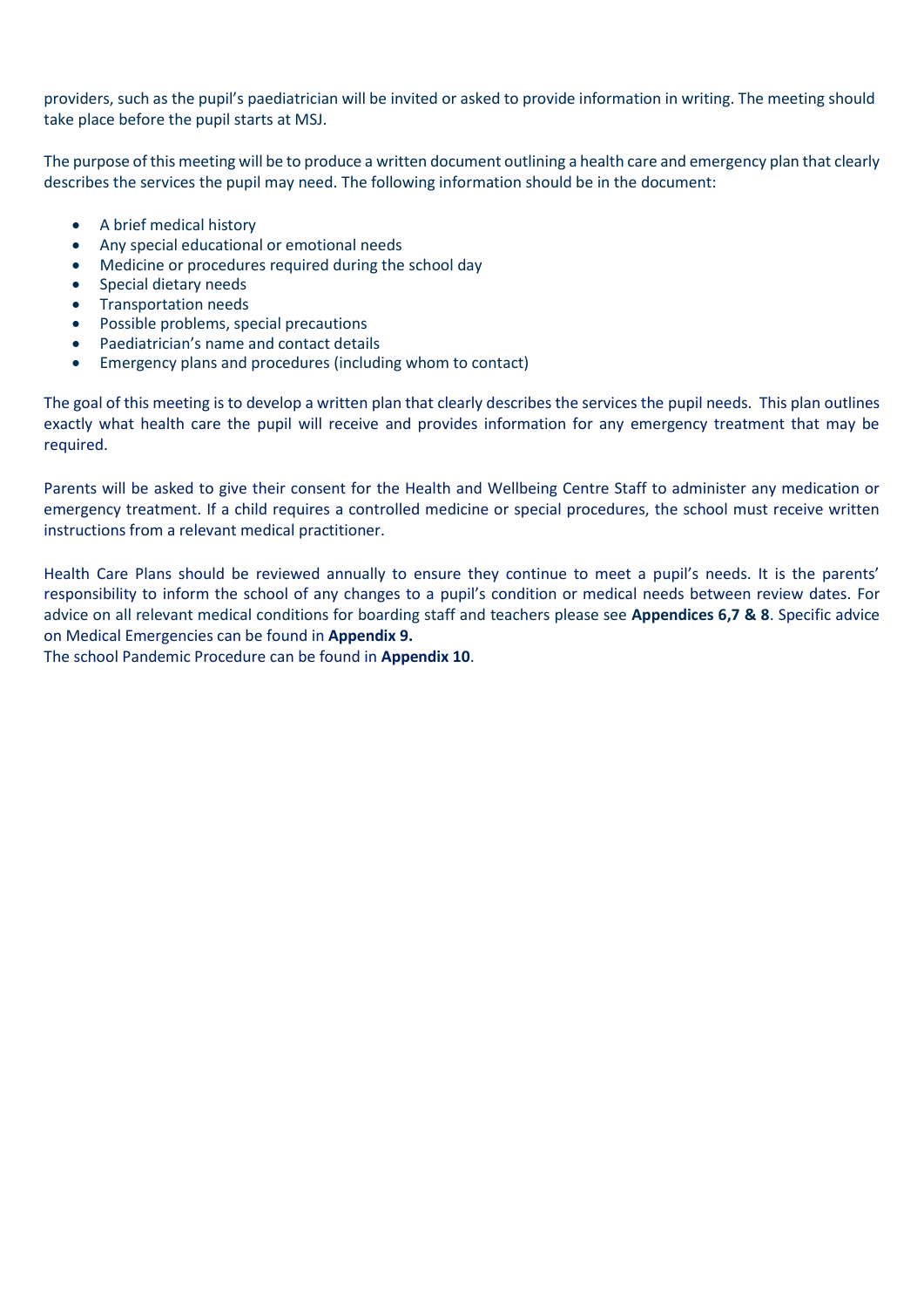providers, such as the pupil's paediatrician will be invited or asked to provide information in writing. The meeting should take place before the pupil starts at MSJ.

The purpose of this meeting will be to produce a written document outlining a health care and emergency plan that clearly describes the services the pupil may need. The following information should be in the document:

- A brief medical history
- Any special educational or emotional needs
- Medicine or procedures required during the school day
- Special dietary needs
- Transportation needs
- Possible problems, special precautions
- Paediatrician's name and contact details
- Emergency plans and procedures (including whom to contact)

The goal of this meeting is to develop a written plan that clearly describes the services the pupil needs. This plan outlines exactly what health care the pupil will receive and provides information for any emergency treatment that may be required.

Parents will be asked to give their consent for the Health and Wellbeing Centre Staff to administer any medication or emergency treatment. If a child requires a controlled medicine or special procedures, the school must receive written instructions from a relevant medical practitioner.

Health Care Plans should be reviewed annually to ensure they continue to meet a pupil's needs. It is the parents' responsibility to inform the school of any changes to a pupil's condition or medical needs between review dates. For advice on all relevant medical conditions for boarding staff and teachers please see **Appendices 6,7 & 8**. Specific advice on Medical Emergencies can be found in **Appendix 9.**

The school Pandemic Procedure can be found in **Appendix 10**.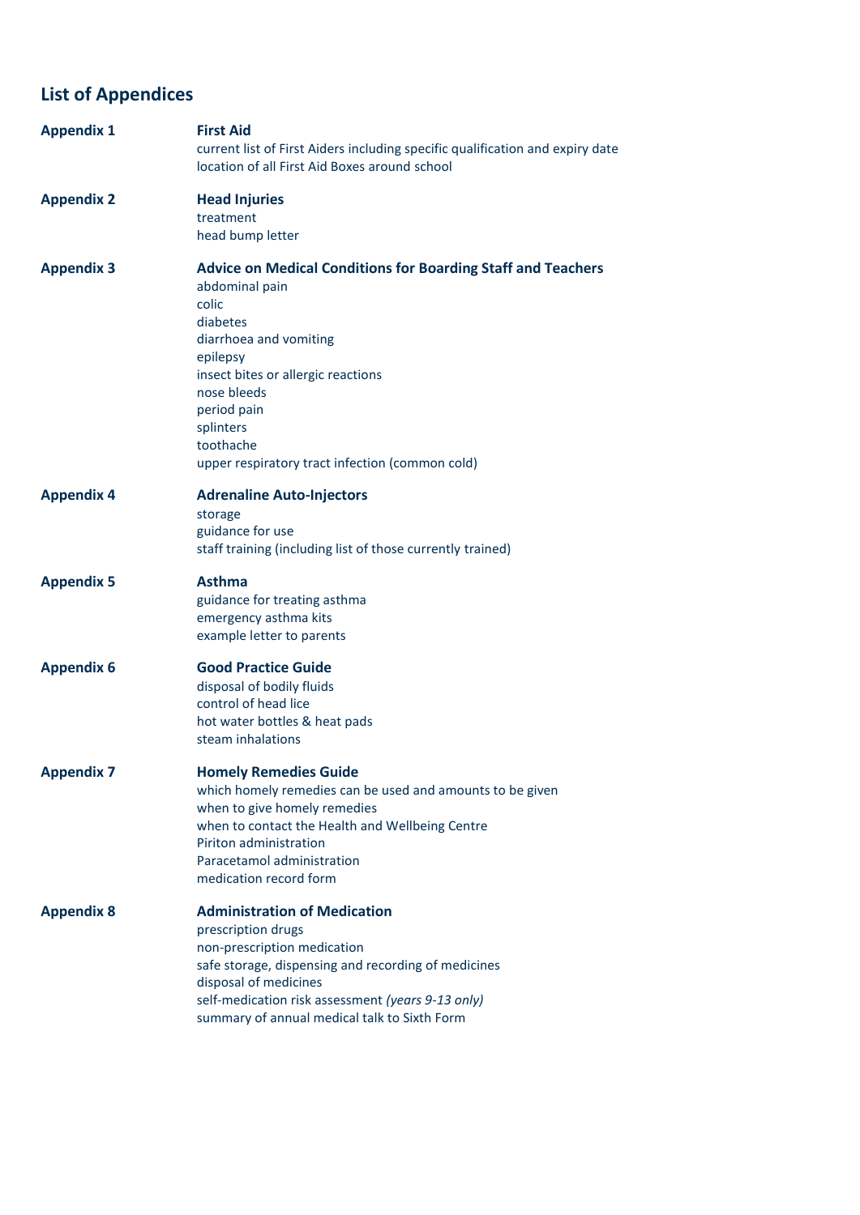## List of Appendices

**Appendix 1** **First Aid**
current list of First Aiders including specific qualification and expiry date
location of all First Aid Boxes around school

**Appendix 2** **Head Injuries**
treatment
head bump letter

**Appendix 3** **Advice on Medical Conditions for Boarding Staff and Teachers**
abdominal pain
colic
diabetes
diarrhoea and vomiting
epilepsy
insect bites or allergic reactions
nose bleeds
period pain
splinters
toothache
upper respiratory tract infection (common cold)

**Appendix 4** **Adrenaline Auto-Injectors**
storage
guidance for use
staff training (including list of those currently trained)

**Appendix 5** **Asthma**
guidance for treating asthma
emergency asthma kits
example letter to parents

**Appendix 6** **Good Practice Guide**
disposal of bodily fluids
control of head lice
hot water bottles & heat pads
steam inhalations

**Appendix 7** **Homely Remedies Guide**
which homely remedies can be used and amounts to be given
when to give homely remedies
when to contact the Health and Wellbeing Centre
Piriton administration
Paracetamol administration
medication record form

**Appendix 8** **Administration of Medication**
prescription drugs
non-prescription medication
safe storage, dispensing and recording of medicines
disposal of medicines
self-medication risk assessment *(years 9-13 only)*
summary of annual medical talk to Sixth Form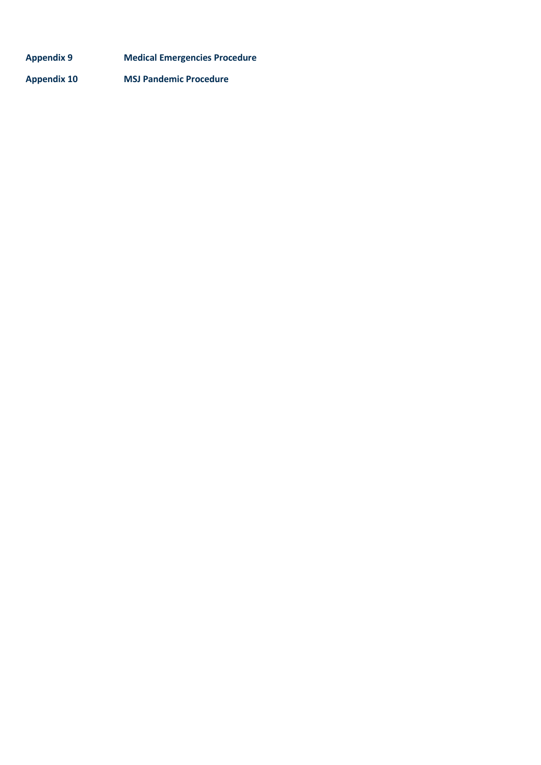| | |
|---|---|
| **Appendix 9** | **Medical Emergencies Procedure** |
| **Appendix 10** | **MSJ Pandemic Procedure** |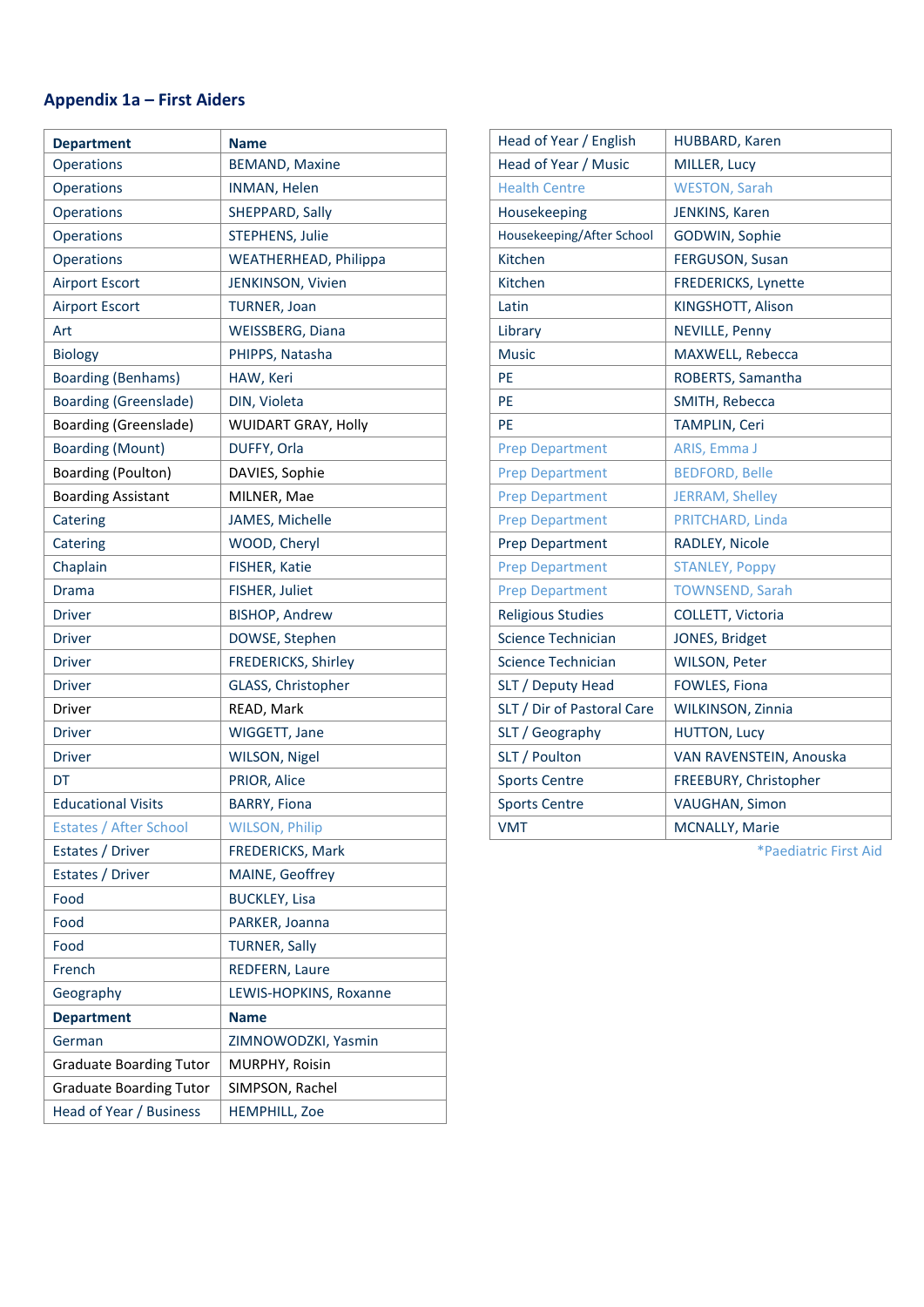## Appendix 1a – First Aiders

| Department | Name |
|---|---|
| Operations | BEMAND, Maxine |
| Operations | INMAN, Helen |
| Operations | SHEPPARD, Sally |
| Operations | STEPHENS, Julie |
| Operations | WEATHERHEAD, Philippa |
| Airport Escort | JENKINSON, Vivien |
| Airport Escort | TURNER, Joan |
| Art | WEISSBERG, Diana |
| Biology | PHIPPS, Natasha |
| Boarding (Benhams) | HAW, Keri |
| Boarding (Greenslade) | DIN, Violeta |
| Boarding (Greenslade) | WUIDART GRAY, Holly |
| Boarding (Mount) | DUFFY, Orla |
| Boarding (Poulton) | DAVIES, Sophie |
| Boarding Assistant | MILNER, Mae |
| Catering | JAMES, Michelle |
| Catering | WOOD, Cheryl |
| Chaplain | FISHER, Katie |
| Drama | FISHER, Juliet |
| Driver | BISHOP, Andrew |
| Driver | DOWSE, Stephen |
| Driver | FREDERICKS, Shirley |
| Driver | GLASS, Christopher |
| Driver | READ, Mark |
| Driver | WIGGETT, Jane |
| Driver | WILSON, Nigel |
| DT | PRIOR, Alice |
| Educational Visits | BARRY, Fiona |
| Estates / After School | WILSON, Philip |
| Estates / Driver | FREDERICKS, Mark |
| Estates / Driver | MAINE, Geoffrey |
| Food | BUCKLEY, Lisa |
| Food | PARKER, Joanna |
| Food | TURNER, Sally |
| French | REDFERN, Laure |
| Geography | LEWIS-HOPKINS, Roxanne |
| **Department** | **Name** |
| German | ZIMNOWODZKI, Yasmin |
| Graduate Boarding Tutor | MURPHY, Roisin |
| Graduate Boarding Tutor | SIMPSON, Rachel |
| Head of Year / Business | HEMPHILL, Zoe |
| Head of Year / English | HUBBARD, Karen |
| Head of Year / Music | MILLER, Lucy |
| Health Centre | WESTON, Sarah |
| Housekeeping | JENKINS, Karen |
| Housekeeping/After School | GODWIN, Sophie |
| Kitchen | FERGUSON, Susan |
| Kitchen | FREDERICKS, Lynette |
| Latin | KINGSHOTT, Alison |
| Library | NEVILLE, Penny |
| Music | MAXWELL, Rebecca |
| PE | ROBERTS, Samantha |
| PE | SMITH, Rebecca |
| PE | TAMPLIN, Ceri |
| Prep Department | ARIS, Emma J |
| Prep Department | BEDFORD, Belle |
| Prep Department | JERRAM, Shelley |
| Prep Department | PRITCHARD, Linda |
| Prep Department | RADLEY, Nicole |
| Prep Department | STANLEY, Poppy |
| Prep Department | TOWNSEND, Sarah |
| Religious Studies | COLLETT, Victoria |
| Science Technician | JONES, Bridget |
| Science Technician | WILSON, Peter |
| SLT / Deputy Head | FOWLES, Fiona |
| SLT / Dir of Pastoral Care | WILKINSON, Zinnia |
| SLT / Geography | HUTTON, Lucy |
| SLT / Poulton | VAN RAVENSTEIN, Anouska |
| Sports Centre | FREEBURY, Christopher |
| Sports Centre | VAUGHAN, Simon |
| VMT | MCNALLY, Marie |

*Paediatric First Aid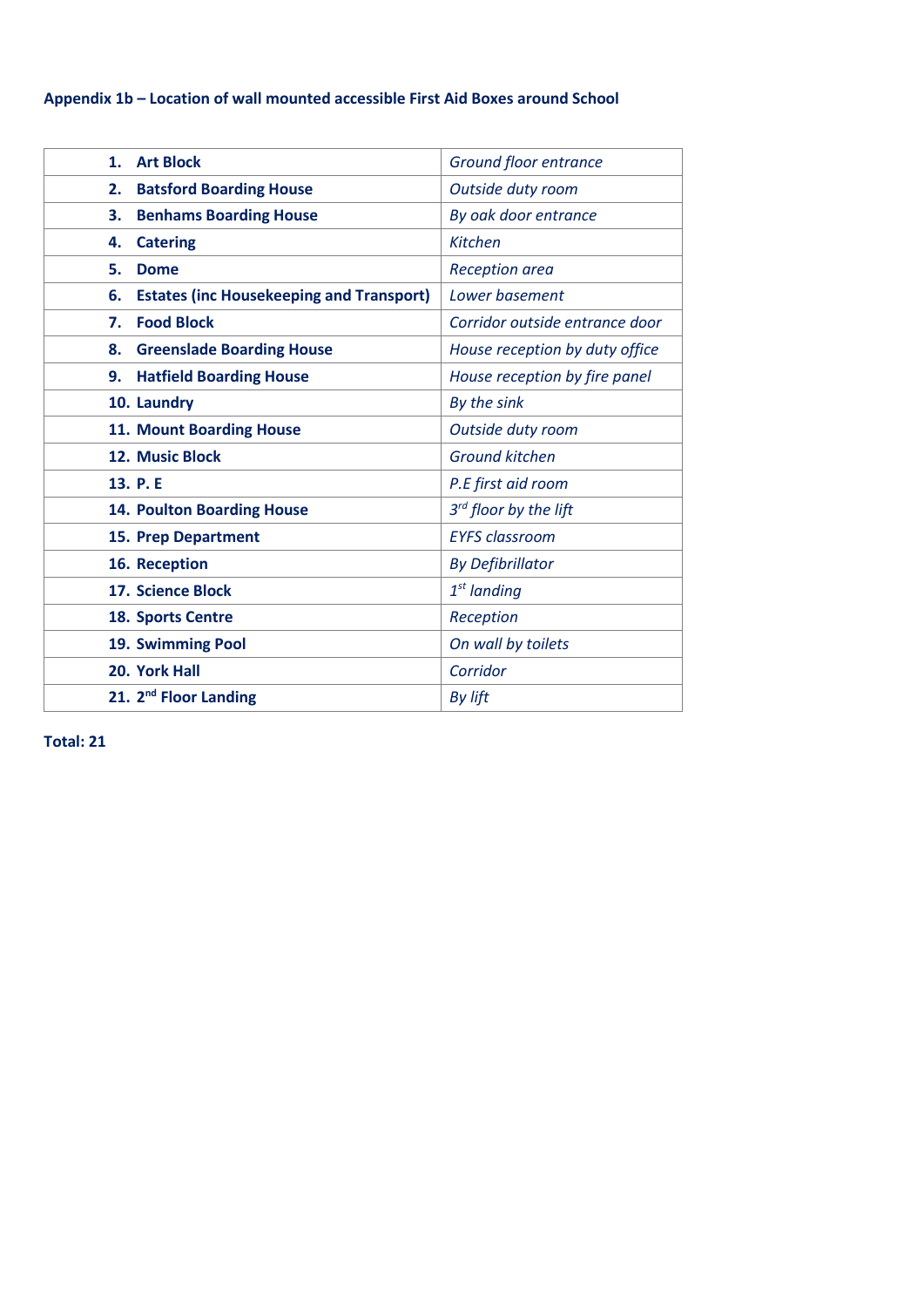**Appendix 1b – Location of wall mounted accessible First Aid Boxes around School**

| | |
|---|---|
| 1. **Art Block** | *Ground floor entrance* |
| 2. **Batsford Boarding House** | *Outside duty room* |
| 3. **Benhams Boarding House** | *By oak door entrance* |
| 4. **Catering** | *Kitchen* |
| 5. **Dome** | *Reception area* |
| 6. **Estates (inc Housekeeping and Transport)** | *Lower basement* |
| 7. **Food Block** | *Corridor outside entrance door* |
| 8. **Greenslade Boarding House** | *House reception by duty office* |
| 9. **Hatfield Boarding House** | *House reception by fire panel* |
| 10. **Laundry** | *By the sink* |
| 11. **Mount Boarding House** | *Outside duty room* |
| 12. **Music Block** | *Ground kitchen* |
| 13. **P. E** | *P.E first aid room* |
| 14. **Poulton Boarding House** | *3rd floor by the lift* |
| 15. **Prep Department** | *EYFS classroom* |
| 16. **Reception** | *By Defibrillator* |
| 17. **Science Block** | *1st landing* |
| 18. **Sports Centre** | *Reception* |
| 19. **Swimming Pool** | *On wall by toilets* |
| 20. **York Hall** | *Corridor* |
| 21. **2nd Floor Landing** | *By lift* |

**Total: 21**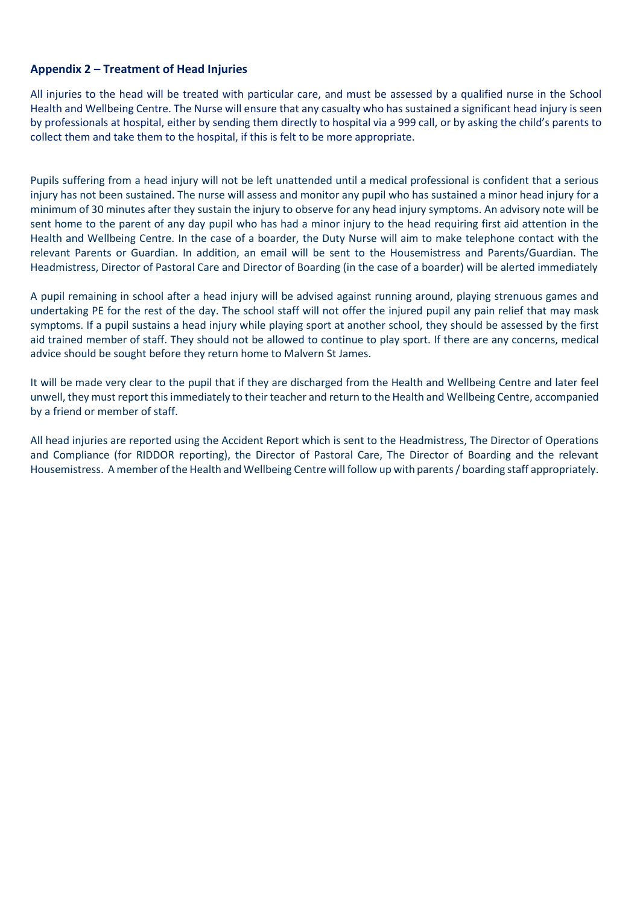## Appendix 2 – Treatment of Head Injuries

All injuries to the head will be treated with particular care, and must be assessed by a qualified nurse in the School Health and Wellbeing Centre. The Nurse will ensure that any casualty who has sustained a significant head injury is seen by professionals at hospital, either by sending them directly to hospital via a 999 call, or by asking the child's parents to collect them and take them to the hospital, if this is felt to be more appropriate.

Pupils suffering from a head injury will not be left unattended until a medical professional is confident that a serious injury has not been sustained. The nurse will assess and monitor any pupil who has sustained a minor head injury for a minimum of 30 minutes after they sustain the injury to observe for any head injury symptoms. An advisory note will be sent home to the parent of any day pupil who has had a minor injury to the head requiring first aid attention in the Health and Wellbeing Centre. In the case of a boarder, the Duty Nurse will aim to make telephone contact with the relevant Parents or Guardian. In addition, an email will be sent to the Housemistress and Parents/Guardian. The Headmistress, Director of Pastoral Care and Director of Boarding (in the case of a boarder) will be alerted immediately

A pupil remaining in school after a head injury will be advised against running around, playing strenuous games and undertaking PE for the rest of the day. The school staff will not offer the injured pupil any pain relief that may mask symptoms. If a pupil sustains a head injury while playing sport at another school, they should be assessed by the first aid trained member of staff. They should not be allowed to continue to play sport. If there are any concerns, medical advice should be sought before they return home to Malvern St James.

It will be made very clear to the pupil that if they are discharged from the Health and Wellbeing Centre and later feel unwell, they must report this immediately to their teacher and return to the Health and Wellbeing Centre, accompanied by a friend or member of staff.

All head injuries are reported using the Accident Report which is sent to the Headmistress, The Director of Operations and Compliance (for RIDDOR reporting), the Director of Pastoral Care, The Director of Boarding and the relevant Housemistress. A member of the Health and Wellbeing Centre will follow up with parents / boarding staff appropriately.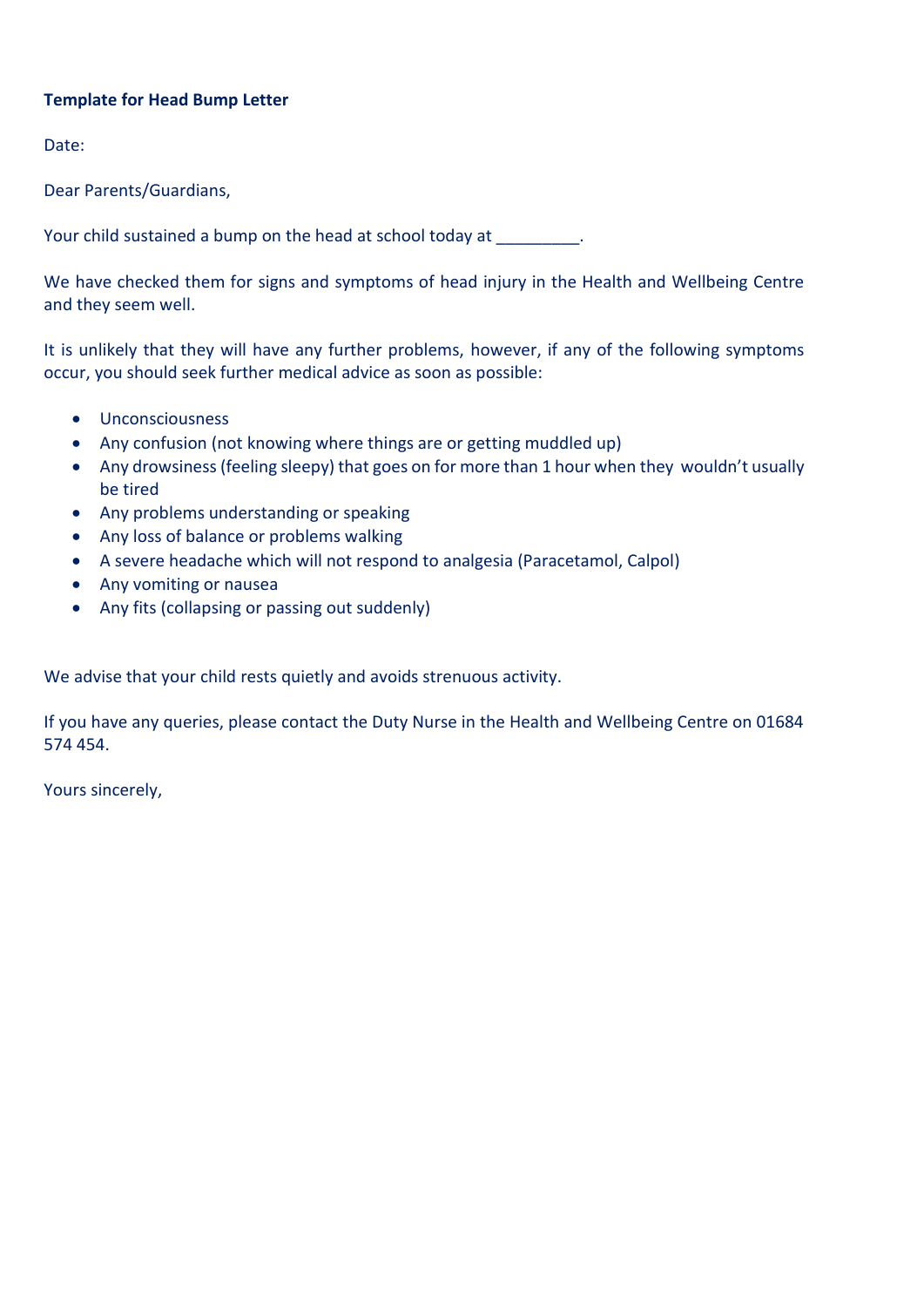**Template for Head Bump Letter**

Date:

Dear Parents/Guardians,

Your child sustained a bump on the head at school today at _________.

We have checked them for signs and symptoms of head injury in the Health and Wellbeing Centre and they seem well.

It is unlikely that they will have any further problems, however, if any of the following symptoms occur, you should seek further medical advice as soon as possible:

- Unconsciousness
- Any confusion (not knowing where things are or getting muddled up)
- Any drowsiness (feeling sleepy) that goes on for more than 1 hour when they wouldn't usually be tired
- Any problems understanding or speaking
- Any loss of balance or problems walking
- A severe headache which will not respond to analgesia (Paracetamol, Calpol)
- Any vomiting or nausea
- Any fits (collapsing or passing out suddenly)

We advise that your child rests quietly and avoids strenuous activity.

If you have any queries, please contact the Duty Nurse in the Health and Wellbeing Centre on 01684 574 454.

Yours sincerely,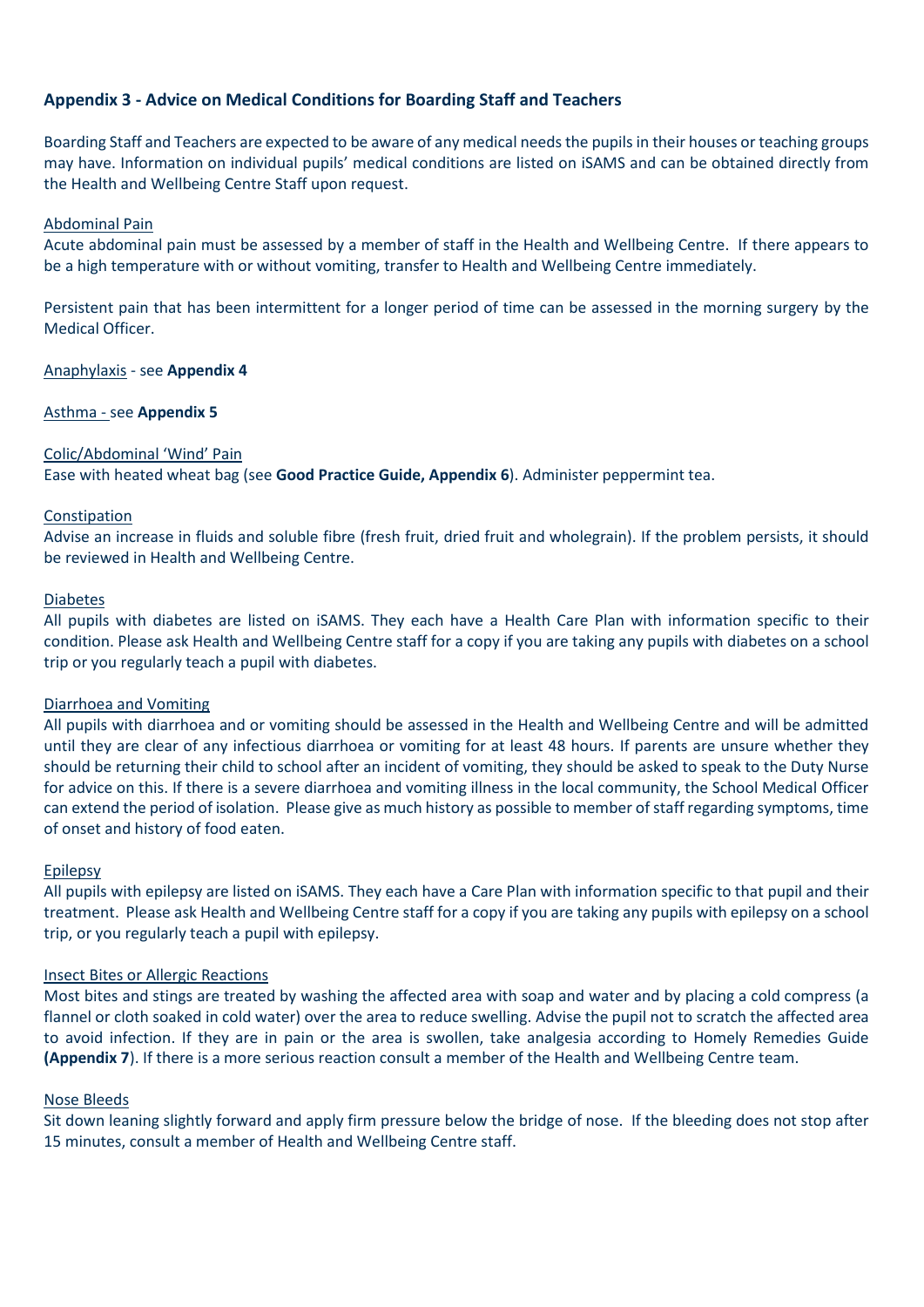## Appendix 3 - Advice on Medical Conditions for Boarding Staff and Teachers

Boarding Staff and Teachers are expected to be aware of any medical needs the pupils in their houses or teaching groups may have. Information on individual pupils' medical conditions are listed on iSAMS and can be obtained directly from the Health and Wellbeing Centre Staff upon request.

Abdominal Pain
Acute abdominal pain must be assessed by a member of staff in the Health and Wellbeing Centre. If there appears to be a high temperature with or without vomiting, transfer to Health and Wellbeing Centre immediately.

Persistent pain that has been intermittent for a longer period of time can be assessed in the morning surgery by the Medical Officer.

Anaphylaxis - see **Appendix 4**

Asthma - see **Appendix 5**

Colic/Abdominal 'Wind' Pain
Ease with heated wheat bag (see **Good Practice Guide, Appendix 6**). Administer peppermint tea.

Constipation
Advise an increase in fluids and soluble fibre (fresh fruit, dried fruit and wholegrain). If the problem persists, it should be reviewed in Health and Wellbeing Centre.

Diabetes
All pupils with diabetes are listed on iSAMS. They each have a Health Care Plan with information specific to their condition. Please ask Health and Wellbeing Centre staff for a copy if you are taking any pupils with diabetes on a school trip or you regularly teach a pupil with diabetes.

Diarrhoea and Vomiting
All pupils with diarrhoea and or vomiting should be assessed in the Health and Wellbeing Centre and will be admitted until they are clear of any infectious diarrhoea or vomiting for at least 48 hours. If parents are unsure whether they should be returning their child to school after an incident of vomiting, they should be asked to speak to the Duty Nurse for advice on this. If there is a severe diarrhoea and vomiting illness in the local community, the School Medical Officer can extend the period of isolation. Please give as much history as possible to member of staff regarding symptoms, time of onset and history of food eaten.

Epilepsy
All pupils with epilepsy are listed on iSAMS. They each have a Care Plan with information specific to that pupil and their treatment. Please ask Health and Wellbeing Centre staff for a copy if you are taking any pupils with epilepsy on a school trip, or you regularly teach a pupil with epilepsy.

Insect Bites or Allergic Reactions
Most bites and stings are treated by washing the affected area with soap and water and by placing a cold compress (a flannel or cloth soaked in cold water) over the area to reduce swelling. Advise the pupil not to scratch the affected area to avoid infection. If they are in pain or the area is swollen, take analgesia according to Homely Remedies Guide **(Appendix 7**). If there is a more serious reaction consult a member of the Health and Wellbeing Centre team.

Nose Bleeds
Sit down leaning slightly forward and apply firm pressure below the bridge of nose. If the bleeding does not stop after 15 minutes, consult a member of Health and Wellbeing Centre staff.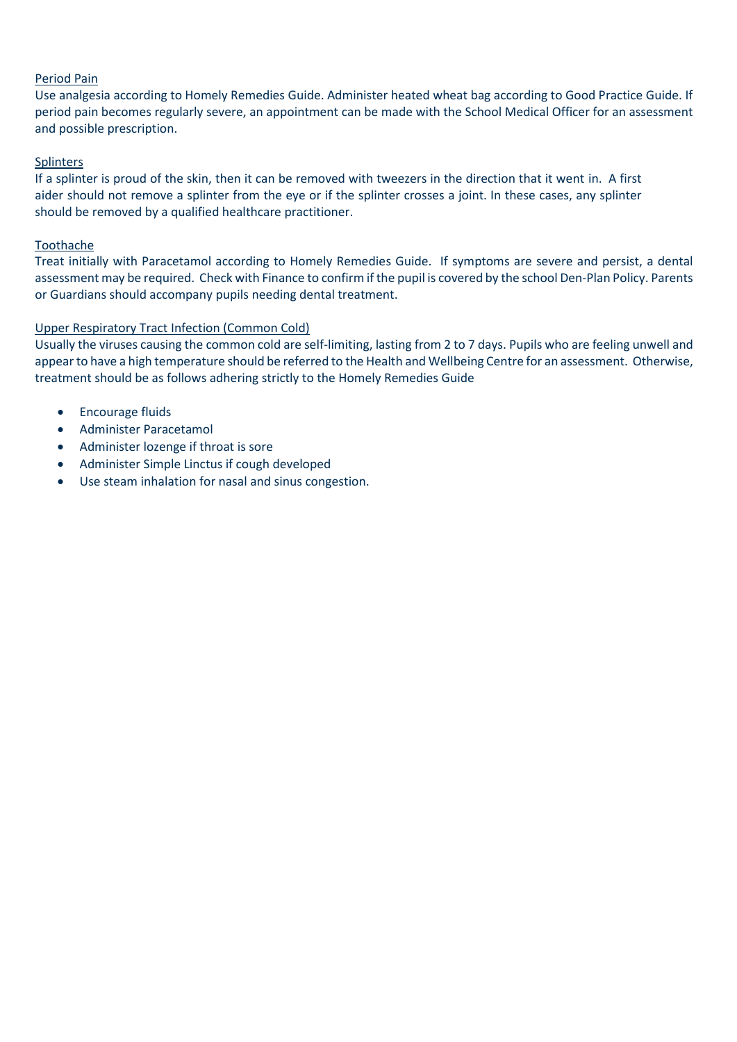### Period Pain

Use analgesia according to Homely Remedies Guide. Administer heated wheat bag according to Good Practice Guide. If period pain becomes regularly severe, an appointment can be made with the School Medical Officer for an assessment and possible prescription.

### Splinters

If a splinter is proud of the skin, then it can be removed with tweezers in the direction that it went in. A first aider should not remove a splinter from the eye or if the splinter crosses a joint. In these cases, any splinter should be removed by a qualified healthcare practitioner.

### Toothache

Treat initially with Paracetamol according to Homely Remedies Guide. If symptoms are severe and persist, a dental assessment may be required. Check with Finance to confirm if the pupil is covered by the school Den-Plan Policy. Parents or Guardians should accompany pupils needing dental treatment.

### Upper Respiratory Tract Infection (Common Cold)

Usually the viruses causing the common cold are self-limiting, lasting from 2 to 7 days. Pupils who are feeling unwell and appear to have a high temperature should be referred to the Health and Wellbeing Centre for an assessment. Otherwise, treatment should be as follows adhering strictly to the Homely Remedies Guide

- Encourage fluids
- Administer Paracetamol
- Administer lozenge if throat is sore
- Administer Simple Linctus if cough developed
- Use steam inhalation for nasal and sinus congestion.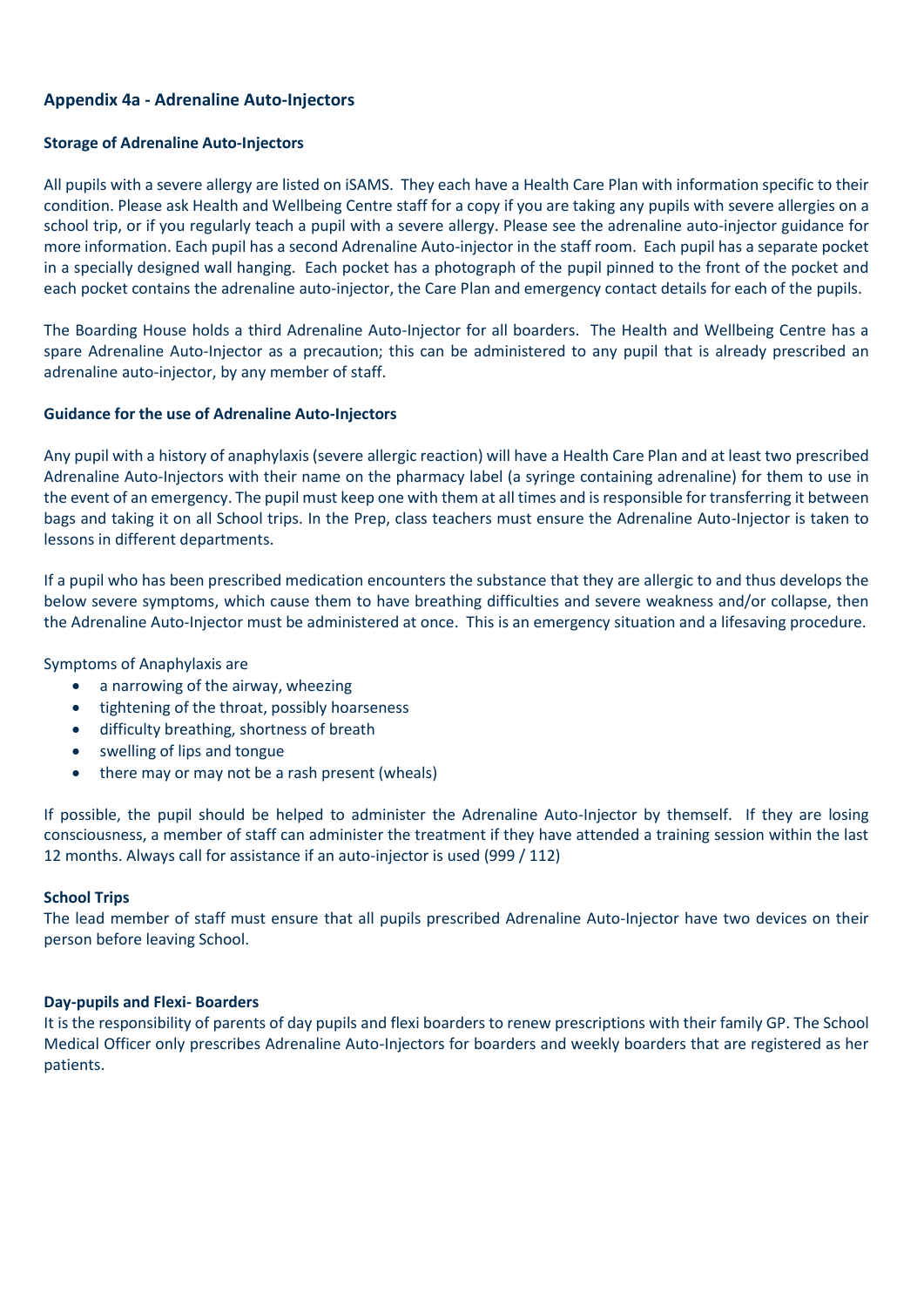## Appendix 4a - Adrenaline Auto-Injectors

### Storage of Adrenaline Auto-Injectors

All pupils with a severe allergy are listed on iSAMS. They each have a Health Care Plan with information specific to their condition. Please ask Health and Wellbeing Centre staff for a copy if you are taking any pupils with severe allergies on a school trip, or if you regularly teach a pupil with a severe allergy. Please see the adrenaline auto-injector guidance for more information. Each pupil has a second Adrenaline Auto-injector in the staff room. Each pupil has a separate pocket in a specially designed wall hanging. Each pocket has a photograph of the pupil pinned to the front of the pocket and each pocket contains the adrenaline auto-injector, the Care Plan and emergency contact details for each of the pupils.

The Boarding House holds a third Adrenaline Auto-Injector for all boarders. The Health and Wellbeing Centre has a spare Adrenaline Auto-Injector as a precaution; this can be administered to any pupil that is already prescribed an adrenaline auto-injector, by any member of staff.

### Guidance for the use of Adrenaline Auto-Injectors

Any pupil with a history of anaphylaxis (severe allergic reaction) will have a Health Care Plan and at least two prescribed Adrenaline Auto-Injectors with their name on the pharmacy label (a syringe containing adrenaline) for them to use in the event of an emergency. The pupil must keep one with them at all times and is responsible for transferring it between bags and taking it on all School trips. In the Prep, class teachers must ensure the Adrenaline Auto-Injector is taken to lessons in different departments.

If a pupil who has been prescribed medication encounters the substance that they are allergic to and thus develops the below severe symptoms, which cause them to have breathing difficulties and severe weakness and/or collapse, then the Adrenaline Auto-Injector must be administered at once. This is an emergency situation and a lifesaving procedure.

Symptoms of Anaphylaxis are

- a narrowing of the airway, wheezing
- tightening of the throat, possibly hoarseness
- difficulty breathing, shortness of breath
- swelling of lips and tongue
- there may or may not be a rash present (wheals)

If possible, the pupil should be helped to administer the Adrenaline Auto-Injector by themself. If they are losing consciousness, a member of staff can administer the treatment if they have attended a training session within the last 12 months. Always call for assistance if an auto-injector is used (999 / 112)

### School Trips

The lead member of staff must ensure that all pupils prescribed Adrenaline Auto-Injector have two devices on their person before leaving School.

### Day-pupils and Flexi- Boarders

It is the responsibility of parents of day pupils and flexi boarders to renew prescriptions with their family GP. The School Medical Officer only prescribes Adrenaline Auto-Injectors for boarders and weekly boarders that are registered as her patients.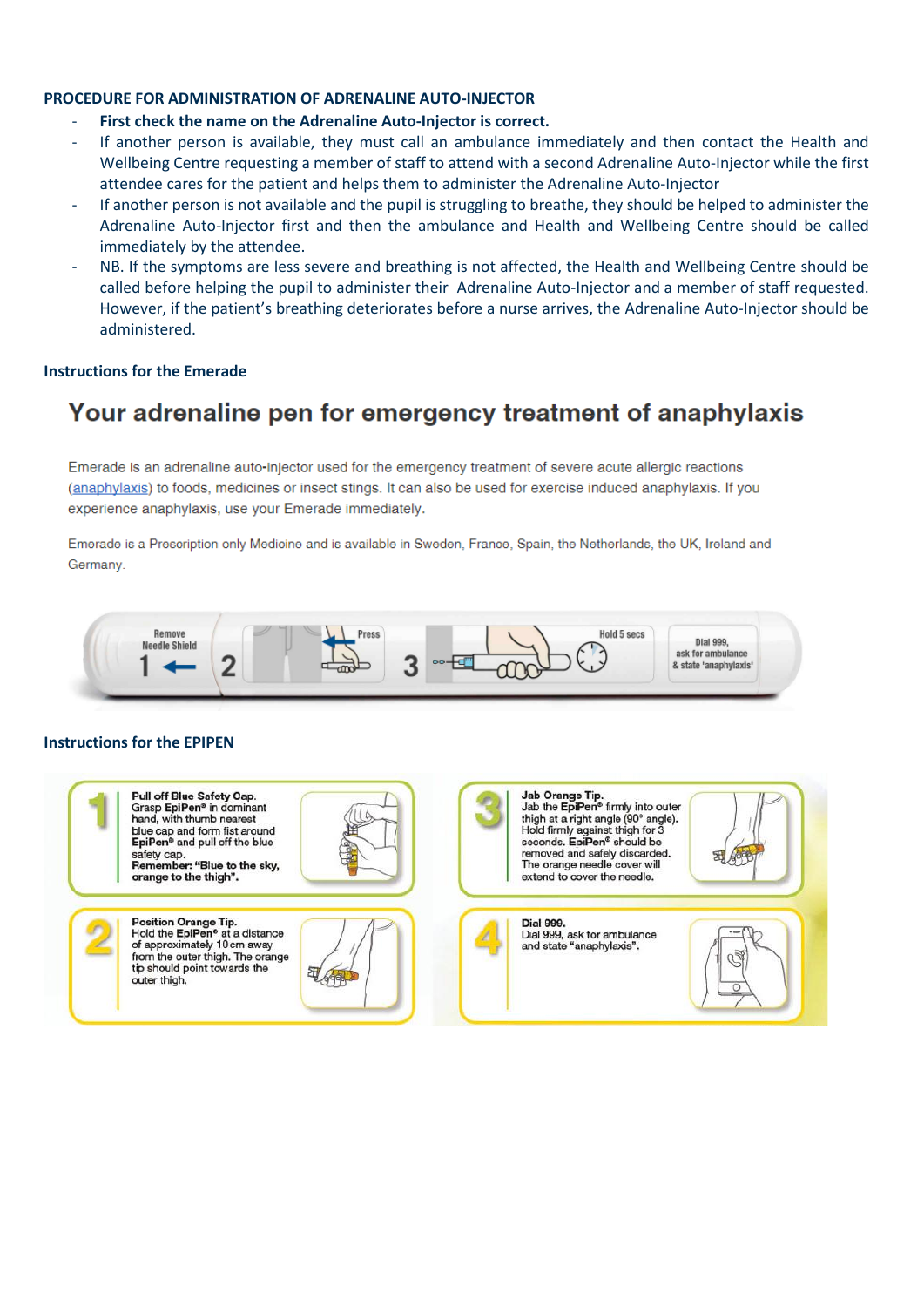**PROCEDURE FOR ADMINISTRATION OF ADRENALINE AUTO-INJECTOR**

- **First check the name on the Adrenaline Auto-Injector is correct.**
- If another person is available, they must call an ambulance immediately and then contact the Health and Wellbeing Centre requesting a member of staff to attend with a second Adrenaline Auto-Injector while the first attendee cares for the patient and helps them to administer the Adrenaline Auto-Injector
- If another person is not available and the pupil is struggling to breathe, they should be helped to administer the Adrenaline Auto-Injector first and then the ambulance and Health and Wellbeing Centre should be called immediately by the attendee.
- NB. If the symptoms are less severe and breathing is not affected, the Health and Wellbeing Centre should be called before helping the pupil to administer their Adrenaline Auto-Injector and a member of staff requested. However, if the patient's breathing deteriorates before a nurse arrives, the Adrenaline Auto-Injector should be administered.

**Instructions for the Emerade**

## Your adrenaline pen for emergency treatment of anaphylaxis

Emerade is an adrenaline auto-injector used for the emergency treatment of severe acute allergic reactions (anaphylaxis) to foods, medicines or insect stings. It can also be used for exercise induced anaphylaxis. If you experience anaphylaxis, use your Emerade immediately.

Emerade is a Prescription only Medicine and is available in Sweden, France, Spain, the Netherlands, the UK, Ireland and Germany.

1 Remove Needle Shield

2 Press

3 Hold 5 secs

Dial 999, ask for ambulance & state 'anaphylaxis'

**Instructions for the EPIPEN**

**1 Pull off Blue Safety Cap.**
Grasp **EpiPen®** in dominant hand, with thumb nearest blue cap and form fist around **EpiPen®** and pull off the blue safety cap.
**Remember: "Blue to the sky, orange to the thigh".**

**2 Position Orange Tip.**
Hold the **EpiPen®** at a distance of approximately 10 cm away from the outer thigh. The orange tip should point towards the outer thigh.

**3 Jab Orange Tip.**
Jab the **EpiPen®** firmly into outer thigh at a right angle (90° angle). Hold firmly against thigh for 3 seconds. **EpiPen®** should be removed and safely discarded. The orange needle cover will extend to cover the needle.

**4 Dial 999.**
Dial 999, ask for ambulance and state "anaphylaxis".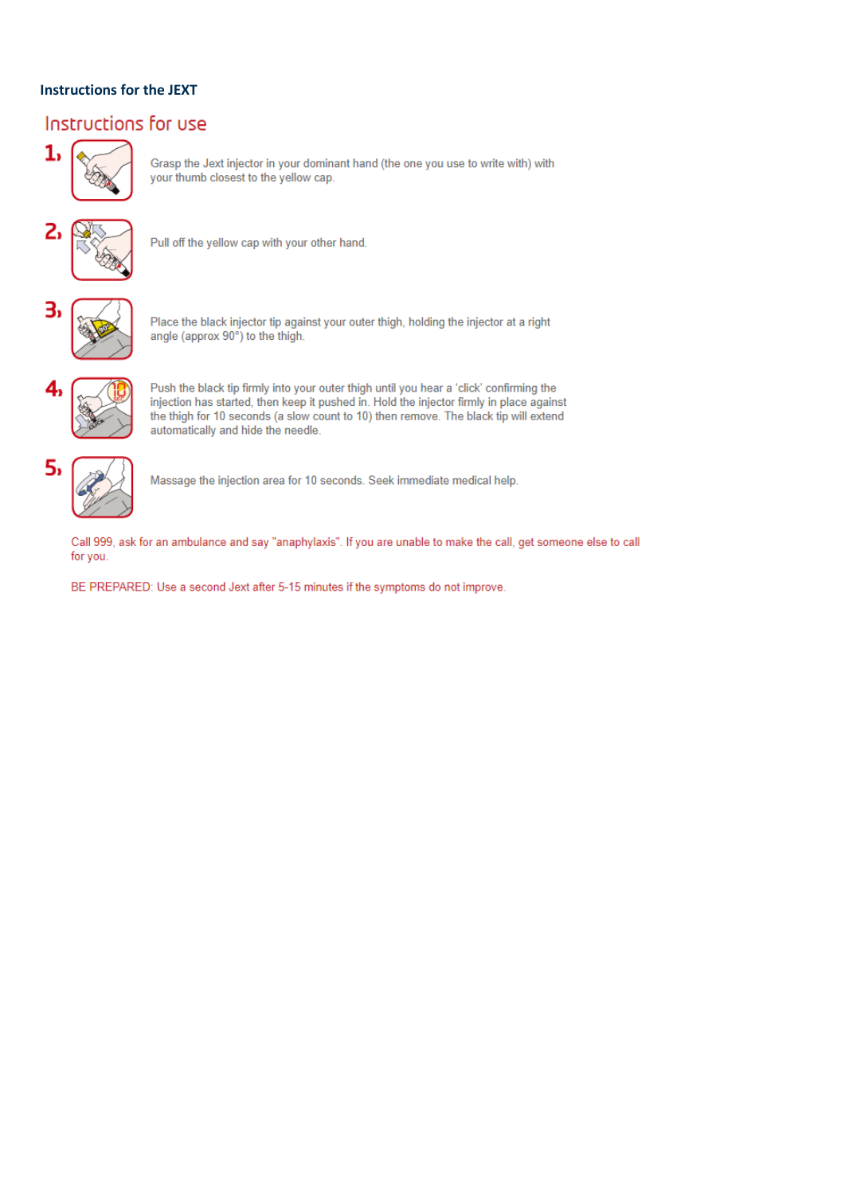**Instructions for the JEXT**

## Instructions for use

1. Grasp the Jext injector in your dominant hand (the one you use to write with) with your thumb closest to the yellow cap.

2. Pull off the yellow cap with your other hand.

3. Place the black injector tip against your outer thigh, holding the injector at a right angle (approx 90°) to the thigh.

4. Push the black tip firmly into your outer thigh until you hear a 'click' confirming the injection has started, then keep it pushed in. Hold the injector firmly in place against the thigh for 10 seconds (a slow count to 10) then remove. The black tip will extend automatically and hide the needle.

5. Massage the injection area for 10 seconds. Seek immediate medical help.

Call 999, ask for an ambulance and say "anaphylaxis". If you are unable to make the call, get someone else to call for you.

BE PREPARED: Use a second Jext after 5-15 minutes if the symptoms do not improve.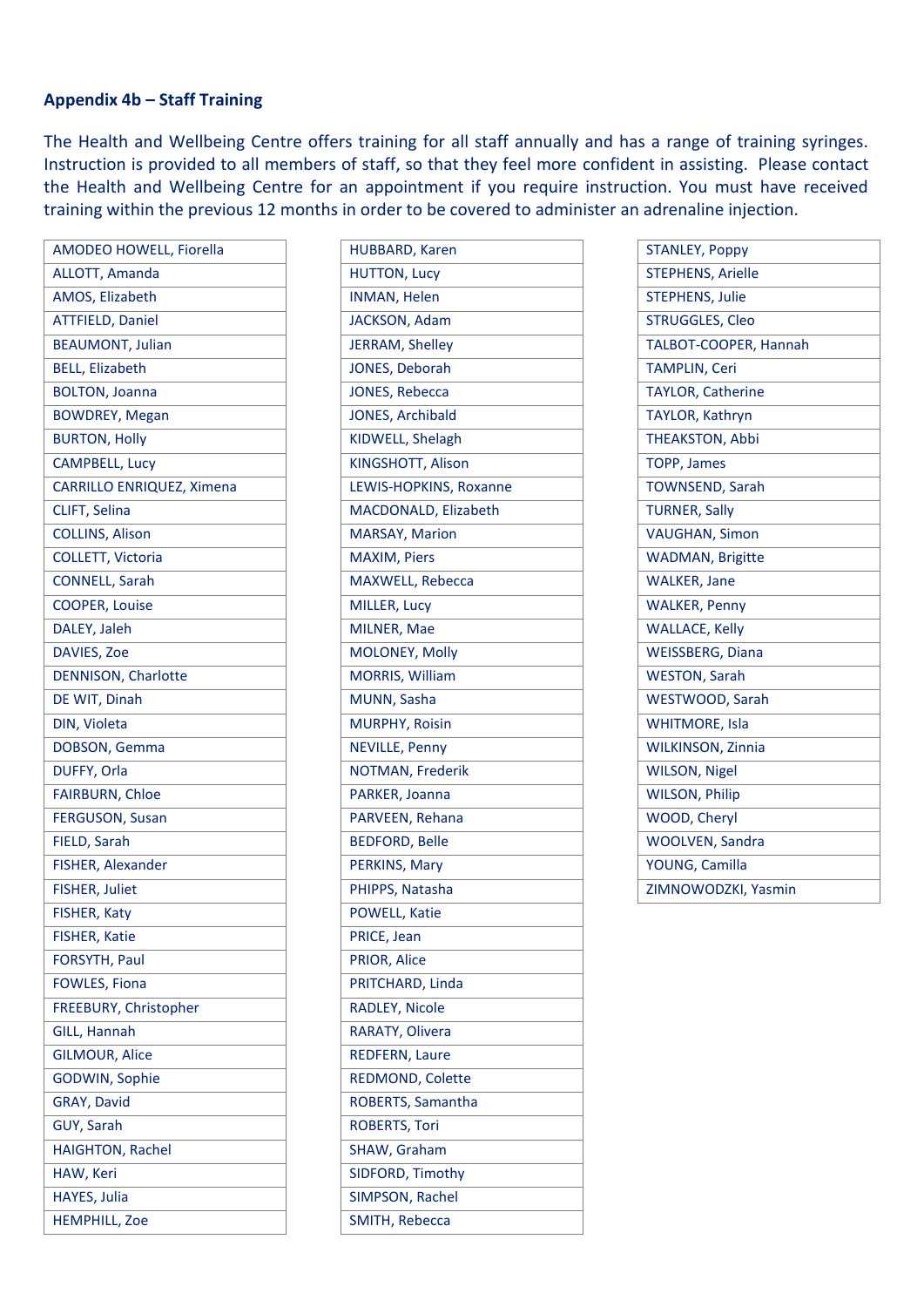## Appendix 4b – Staff Training

The Health and Wellbeing Centre offers training for all staff annually and has a range of training syringes. Instruction is provided to all members of staff, so that they feel more confident in assisting. Please contact the Health and Wellbeing Centre for an appointment if you require instruction. You must have received training within the previous 12 months in order to be covered to administer an adrenaline injection.

| |
|---|
| AMODEO HOWELL, Fiorella |
| ALLOTT, Amanda |
| AMOS, Elizabeth |
| ATTFIELD, Daniel |
| BEAUMONT, Julian |
| BELL, Elizabeth |
| BOLTON, Joanna |
| BOWDREY, Megan |
| BURTON, Holly |
| CAMPBELL, Lucy |
| CARRILLO ENRIQUEZ, Ximena |
| CLIFT, Selina |
| COLLINS, Alison |
| COLLETT, Victoria |
| CONNELL, Sarah |
| COOPER, Louise |
| DALEY, Jaleh |
| DAVIES, Zoe |
| DENNISON, Charlotte |
| DE WIT, Dinah |
| DIN, Violeta |
| DOBSON, Gemma |
| DUFFY, Orla |
| FAIRBURN, Chloe |
| FERGUSON, Susan |
| FIELD, Sarah |
| FISHER, Alexander |
| FISHER, Juliet |
| FISHER, Katy |
| FISHER, Katie |
| FORSYTH, Paul |
| FOWLES, Fiona |
| FREEBURY, Christopher |
| GILL, Hannah |
| GILMOUR, Alice |
| GODWIN, Sophie |
| GRAY, David |
| GUY, Sarah |
| HAIGHTON, Rachel |
| HAW, Keri |
| HAYES, Julia |
| HEMPHILL, Zoe |

| |
|---|
| HUBBARD, Karen |
| HUTTON, Lucy |
| INMAN, Helen |
| JACKSON, Adam |
| JERRAM, Shelley |
| JONES, Deborah |
| JONES, Rebecca |
| JONES, Archibald |
| KIDWELL, Shelagh |
| KINGSHOTT, Alison |
| LEWIS-HOPKINS, Roxanne |
| MACDONALD, Elizabeth |
| MARSAY, Marion |
| MAXIM, Piers |
| MAXWELL, Rebecca |
| MILLER, Lucy |
| MILNER, Mae |
| MOLONEY, Molly |
| MORRIS, William |
| MUNN, Sasha |
| MURPHY, Roisin |
| NEVILLE, Penny |
| NOTMAN, Frederik |
| PARKER, Joanna |
| PARVEEN, Rehana |
| BEDFORD, Belle |
| PERKINS, Mary |
| PHIPPS, Natasha |
| POWELL, Katie |
| PRICE, Jean |
| PRIOR, Alice |
| PRITCHARD, Linda |
| RADLEY, Nicole |
| RARATY, Olivera |
| REDFERN, Laure |
| REDMOND, Colette |
| ROBERTS, Samantha |
| ROBERTS, Tori |
| SHAW, Graham |
| SIDFORD, Timothy |
| SIMPSON, Rachel |
| SMITH, Rebecca |

| |
|---|
| STANLEY, Poppy |
| STEPHENS, Arielle |
| STEPHENS, Julie |
| STRUGGLES, Cleo |
| TALBOT-COOPER, Hannah |
| TAMPLIN, Ceri |
| TAYLOR, Catherine |
| TAYLOR, Kathryn |
| THEAKSTON, Abbi |
| TOPP, James |
| TOWNSEND, Sarah |
| TURNER, Sally |
| VAUGHAN, Simon |
| WADMAN, Brigitte |
| WALKER, Jane |
| WALKER, Penny |
| WALLACE, Kelly |
| WEISSBERG, Diana |
| WESTON, Sarah |
| WESTWOOD, Sarah |
| WHITMORE, Isla |
| WILKINSON, Zinnia |
| WILSON, Nigel |
| WILSON, Philip |
| WOOD, Cheryl |
| WOOLVEN, Sandra |
| YOUNG, Camilla |
| ZIMNOWODZKI, Yasmin |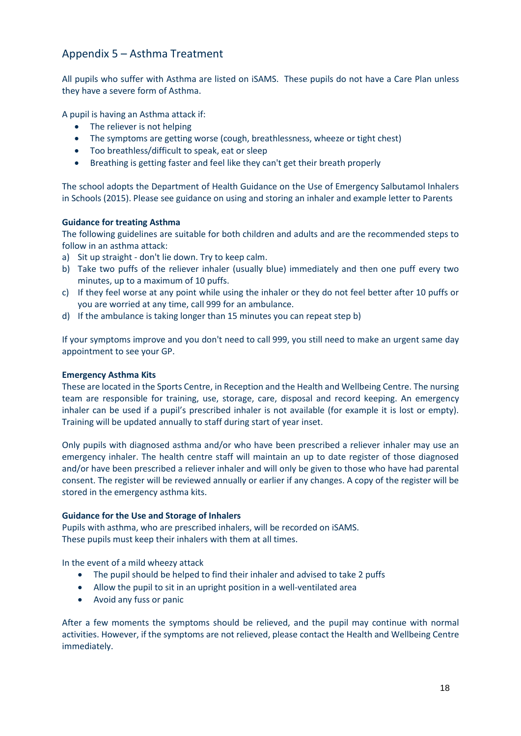## Appendix 5 – Asthma Treatment

All pupils who suffer with Asthma are listed on iSAMS. These pupils do not have a Care Plan unless they have a severe form of Asthma.

A pupil is having an Asthma attack if:

- The reliever is not helping
- The symptoms are getting worse (cough, breathlessness, wheeze or tight chest)
- Too breathless/difficult to speak, eat or sleep
- Breathing is getting faster and feel like they can't get their breath properly

The school adopts the Department of Health Guidance on the Use of Emergency Salbutamol Inhalers in Schools (2015). Please see guidance on using and storing an inhaler and example letter to Parents

**Guidance for treating Asthma**

The following guidelines are suitable for both children and adults and are the recommended steps to follow in an asthma attack:

a) Sit up straight - don't lie down. Try to keep calm.
b) Take two puffs of the reliever inhaler (usually blue) immediately and then one puff every two minutes, up to a maximum of 10 puffs.
c) If they feel worse at any point while using the inhaler or they do not feel better after 10 puffs or you are worried at any time, call 999 for an ambulance.
d) If the ambulance is taking longer than 15 minutes you can repeat step b)

If your symptoms improve and you don't need to call 999, you still need to make an urgent same day appointment to see your GP.

**Emergency Asthma Kits**

These are located in the Sports Centre, in Reception and the Health and Wellbeing Centre. The nursing team are responsible for training, use, storage, care, disposal and record keeping. An emergency inhaler can be used if a pupil's prescribed inhaler is not available (for example it is lost or empty). Training will be updated annually to staff during start of year inset.

Only pupils with diagnosed asthma and/or who have been prescribed a reliever inhaler may use an emergency inhaler. The health centre staff will maintain an up to date register of those diagnosed and/or have been prescribed a reliever inhaler and will only be given to those who have had parental consent. The register will be reviewed annually or earlier if any changes. A copy of the register will be stored in the emergency asthma kits.

**Guidance for the Use and Storage of Inhalers**

Pupils with asthma, who are prescribed inhalers, will be recorded on iSAMS.
These pupils must keep their inhalers with them at all times.

In the event of a mild wheezy attack

- The pupil should be helped to find their inhaler and advised to take 2 puffs
- Allow the pupil to sit in an upright position in a well-ventilated area
- Avoid any fuss or panic

After a few moments the symptoms should be relieved, and the pupil may continue with normal activities. However, if the symptoms are not relieved, please contact the Health and Wellbeing Centre immediately.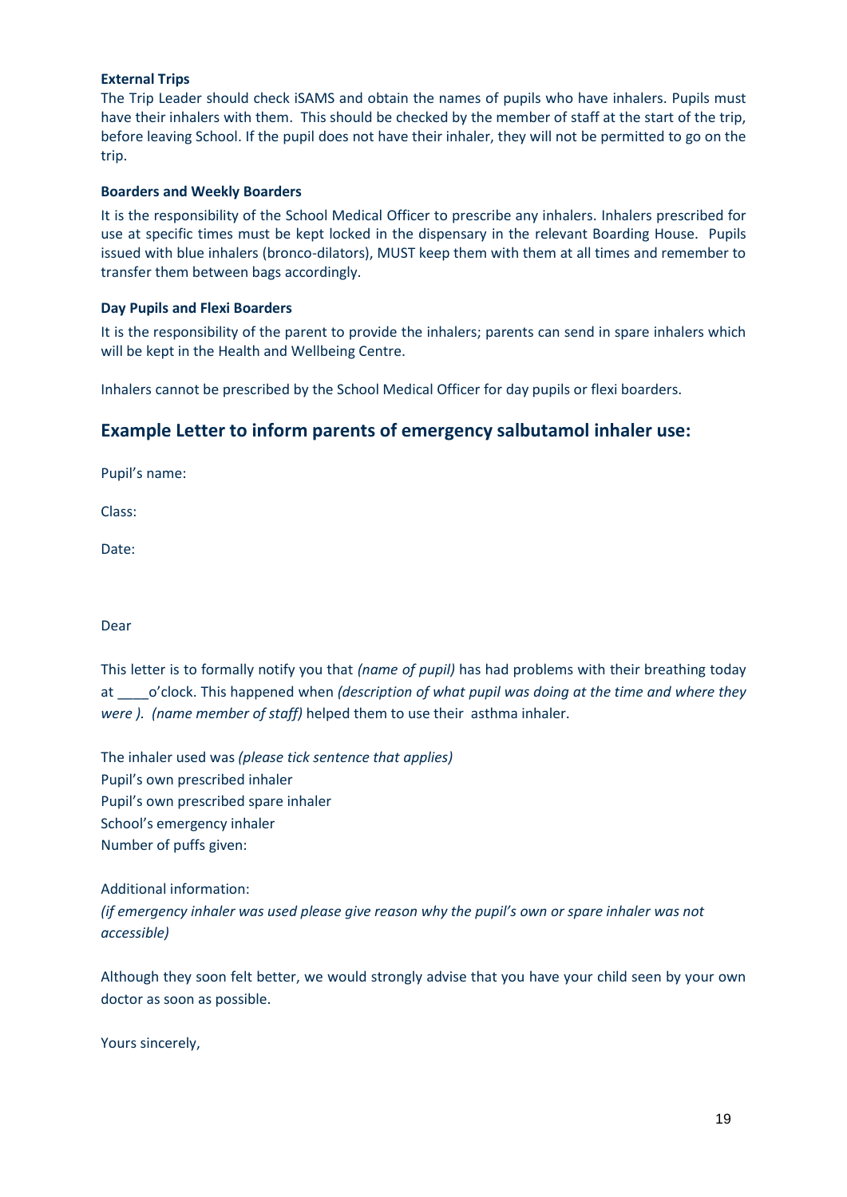**External Trips**

The Trip Leader should check iSAMS and obtain the names of pupils who have inhalers. Pupils must have their inhalers with them. This should be checked by the member of staff at the start of the trip, before leaving School. If the pupil does not have their inhaler, they will not be permitted to go on the trip.

**Boarders and Weekly Boarders**

It is the responsibility of the School Medical Officer to prescribe any inhalers. Inhalers prescribed for use at specific times must be kept locked in the dispensary in the relevant Boarding House. Pupils issued with blue inhalers (bronco-dilators), MUST keep them with them at all times and remember to transfer them between bags accordingly.

**Day Pupils and Flexi Boarders**

It is the responsibility of the parent to provide the inhalers; parents can send in spare inhalers which will be kept in the Health and Wellbeing Centre.

Inhalers cannot be prescribed by the School Medical Officer for day pupils or flexi boarders.

## Example Letter to inform parents of emergency salbutamol inhaler use:

Pupil's name:

Class:

Date:

Dear

This letter is to formally notify you that *(name of pupil)* has had problems with their breathing today at ____o'clock. This happened when *(description of what pupil was doing at the time and where they were ). (name member of staff)* helped them to use their asthma inhaler.

The inhaler used was *(please tick sentence that applies)*
Pupil's own prescribed inhaler
Pupil's own prescribed spare inhaler
School's emergency inhaler
Number of puffs given:

Additional information:
*(if emergency inhaler was used please give reason why the pupil's own or spare inhaler was not accessible)*

Although they soon felt better, we would strongly advise that you have your child seen by your own doctor as soon as possible.

Yours sincerely,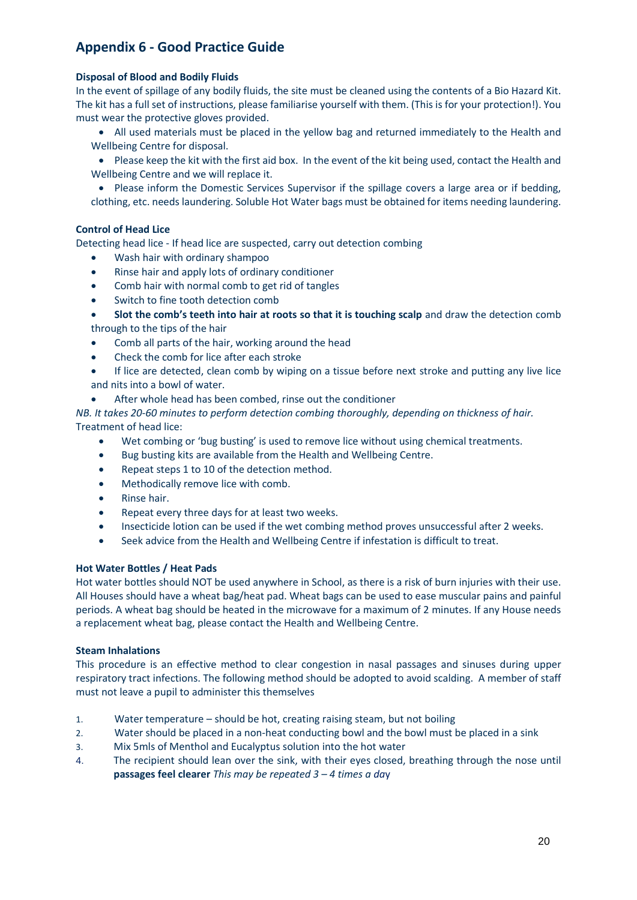## Appendix 6 - Good Practice Guide

**Disposal of Blood and Bodily Fluids**

In the event of spillage of any bodily fluids, the site must be cleaned using the contents of a Bio Hazard Kit. The kit has a full set of instructions, please familiarise yourself with them. (This is for your protection!). You must wear the protective gloves provided.

- All used materials must be placed in the yellow bag and returned immediately to the Health and Wellbeing Centre for disposal.
- Please keep the kit with the first aid box. In the event of the kit being used, contact the Health and Wellbeing Centre and we will replace it.
- Please inform the Domestic Services Supervisor if the spillage covers a large area or if bedding, clothing, etc. needs laundering. Soluble Hot Water bags must be obtained for items needing laundering.

**Control of Head Lice**

Detecting head lice - If head lice are suspected, carry out detection combing

- Wash hair with ordinary shampoo
- Rinse hair and apply lots of ordinary conditioner
- Comb hair with normal comb to get rid of tangles
- Switch to fine tooth detection comb
- **Slot the comb's teeth into hair at roots so that it is touching scalp** and draw the detection comb through to the tips of the hair
- Comb all parts of the hair, working around the head
- Check the comb for lice after each stroke
- If lice are detected, clean comb by wiping on a tissue before next stroke and putting any live lice and nits into a bowl of water.
- After whole head has been combed, rinse out the conditioner

*NB. It takes 20-60 minutes to perform detection combing thoroughly, depending on thickness of hair.*

Treatment of head lice:

- Wet combing or 'bug busting' is used to remove lice without using chemical treatments.
- Bug busting kits are available from the Health and Wellbeing Centre.
- Repeat steps 1 to 10 of the detection method.
- Methodically remove lice with comb.
- Rinse hair.
- Repeat every three days for at least two weeks.
- Insecticide lotion can be used if the wet combing method proves unsuccessful after 2 weeks.
- Seek advice from the Health and Wellbeing Centre if infestation is difficult to treat.

**Hot Water Bottles / Heat Pads**

Hot water bottles should NOT be used anywhere in School, as there is a risk of burn injuries with their use. All Houses should have a wheat bag/heat pad. Wheat bags can be used to ease muscular pains and painful periods. A wheat bag should be heated in the microwave for a maximum of 2 minutes. If any House needs a replacement wheat bag, please contact the Health and Wellbeing Centre.

**Steam Inhalations**

This procedure is an effective method to clear congestion in nasal passages and sinuses during upper respiratory tract infections. The following method should be adopted to avoid scalding. A member of staff must not leave a pupil to administer this themselves

1. Water temperature – should be hot, creating raising steam, but not boiling
2. Water should be placed in a non-heat conducting bowl and the bowl must be placed in a sink
3. Mix 5mls of Menthol and Eucalyptus solution into the hot water
4. The recipient should lean over the sink, with their eyes closed, breathing through the nose until **passages feel clearer** *This may be repeated 3 – 4 times a day*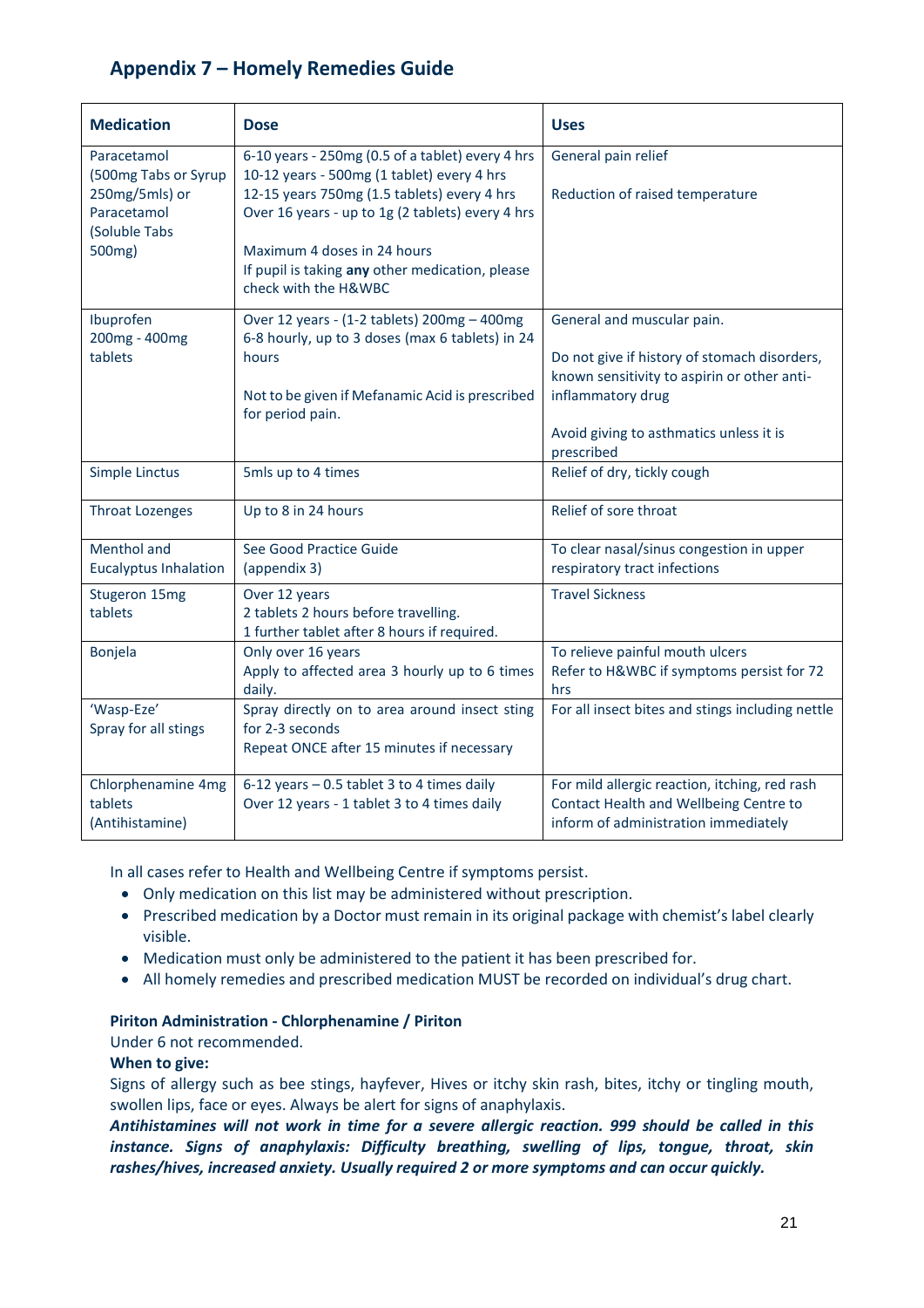## Appendix 7 – Homely Remedies Guide

| Medication | Dose | Uses |
|---|---|---|
| Paracetamol (500mg Tabs or Syrup 250mg/5mls) or Paracetamol (Soluble Tabs 500mg) | 6-10 years - 250mg (0.5 of a tablet) every 4 hrs<br>10-12 years - 500mg (1 tablet) every 4 hrs<br>12-15 years 750mg (1.5 tablets) every 4 hrs<br>Over 16 years - up to 1g (2 tablets) every 4 hrs<br><br>Maximum 4 doses in 24 hours<br>If pupil is taking **any** other medication, please check with the H&WBC | General pain relief<br><br>Reduction of raised temperature |
| Ibuprofen 200mg - 400mg tablets | Over 12 years - (1-2 tablets) 200mg – 400mg 6-8 hourly, up to 3 doses (max 6 tablets) in 24 hours<br><br>Not to be given if Mefanamic Acid is prescribed for period pain. | General and muscular pain.<br><br>Do not give if history of stomach disorders, known sensitivity to aspirin or other anti-inflammatory drug<br><br>Avoid giving to asthmatics unless it is prescribed |
| Simple Linctus | 5mls up to 4 times | Relief of dry, tickly cough |
| Throat Lozenges | Up to 8 in 24 hours | Relief of sore throat |
| Menthol and Eucalyptus Inhalation | See Good Practice Guide (appendix 3) | To clear nasal/sinus congestion in upper respiratory tract infections |
| Stugeron 15mg tablets | Over 12 years<br>2 tablets 2 hours before travelling.<br>1 further tablet after 8 hours if required. | Travel Sickness |
| Bonjela | Only over 16 years<br>Apply to affected area 3 hourly up to 6 times daily. | To relieve painful mouth ulcers<br>Refer to H&WBC if symptoms persist for 72 hrs |
| 'Wasp-Eze' Spray for all stings | Spray directly on to area around insect sting for 2-3 seconds<br>Repeat ONCE after 15 minutes if necessary | For all insect bites and stings including nettle |
| Chlorphenamine 4mg tablets (Antihistamine) | 6-12 years – 0.5 tablet 3 to 4 times daily<br>Over 12 years - 1 tablet 3 to 4 times daily | For mild allergic reaction, itching, red rash<br>Contact Health and Wellbeing Centre to inform of administration immediately |

In all cases refer to Health and Wellbeing Centre if symptoms persist.

- Only medication on this list may be administered without prescription.
- Prescribed medication by a Doctor must remain in its original package with chemist's label clearly visible.
- Medication must only be administered to the patient it has been prescribed for.
- All homely remedies and prescribed medication MUST be recorded on individual's drug chart.

**Piriton Administration - Chlorphenamine / Piriton**

Under 6 not recommended.

**When to give:**

Signs of allergy such as bee stings, hayfever, Hives or itchy skin rash, bites, itchy or tingling mouth, swollen lips, face or eyes. Always be alert for signs of anaphylaxis.

***Antihistamines will not work in time for a severe allergic reaction. 999 should be called in this instance. Signs of anaphylaxis: Difficulty breathing, swelling of lips, tongue, throat, skin rashes/hives, increased anxiety. Usually required 2 or more symptoms and can occur quickly.***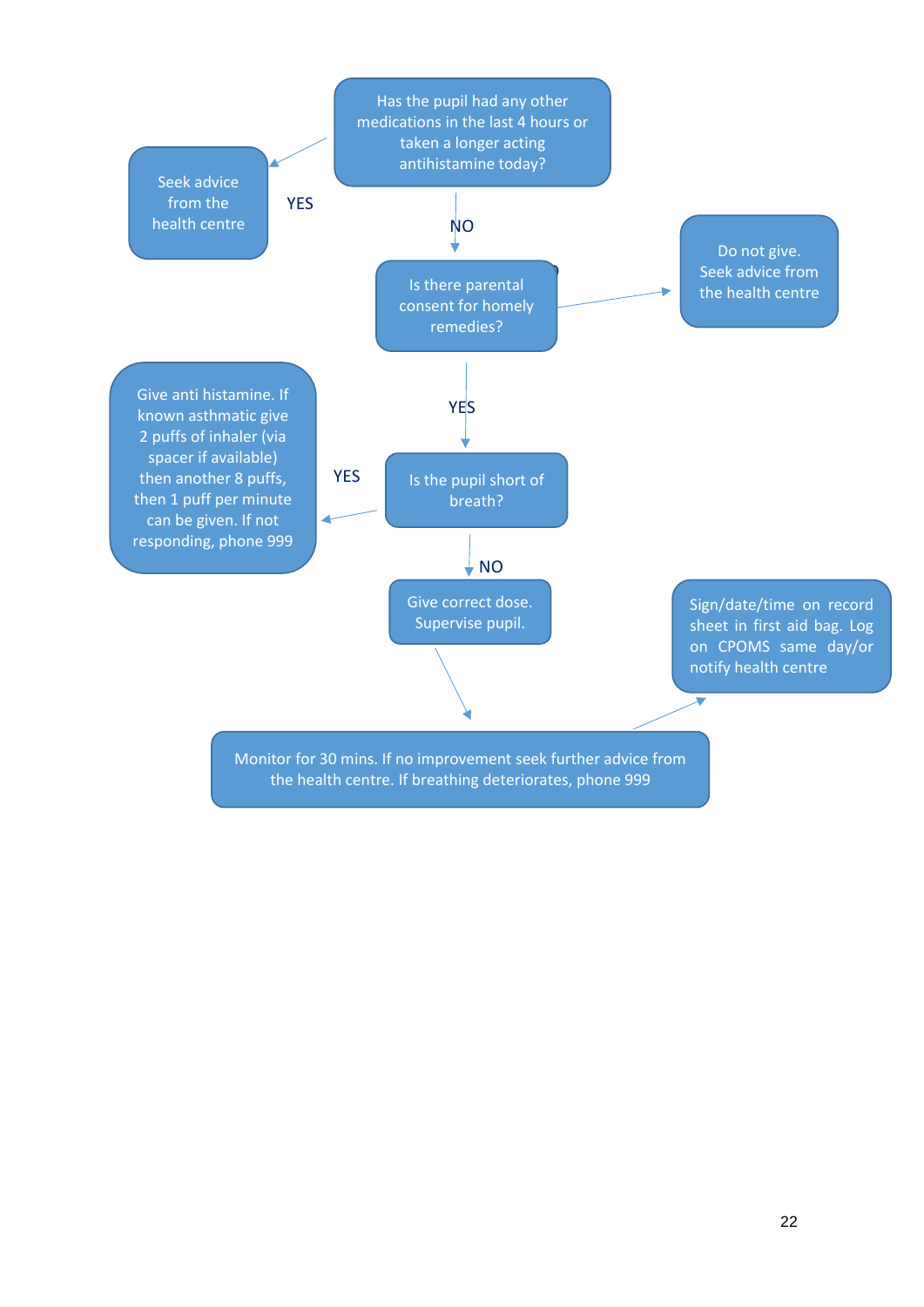Has the pupil had any other medications in the last 4 hours or taken a longer acting antihistamine today?

- YES → Seek advice from the health centre
- NO → Is there parental consent for homely remedies?
  - (No consent) → Do not give. Seek advice from the health centre
  - YES → Is the pupil short of breath?
    - YES → Give anti histamine. If known asthmatic give 2 puffs of inhaler (via spacer if available) then another 8 puffs, then 1 puff per minute can be given. If not responding, phone 999
    - NO → Give correct dose. Supervise pupil.
      → Monitor for 30 mins. If no improvement seek further advice from the health centre. If breathing deteriorates, phone 999
      → Sign/date/time on record sheet in first aid bag. Log on CPOMS same day/or notify health centre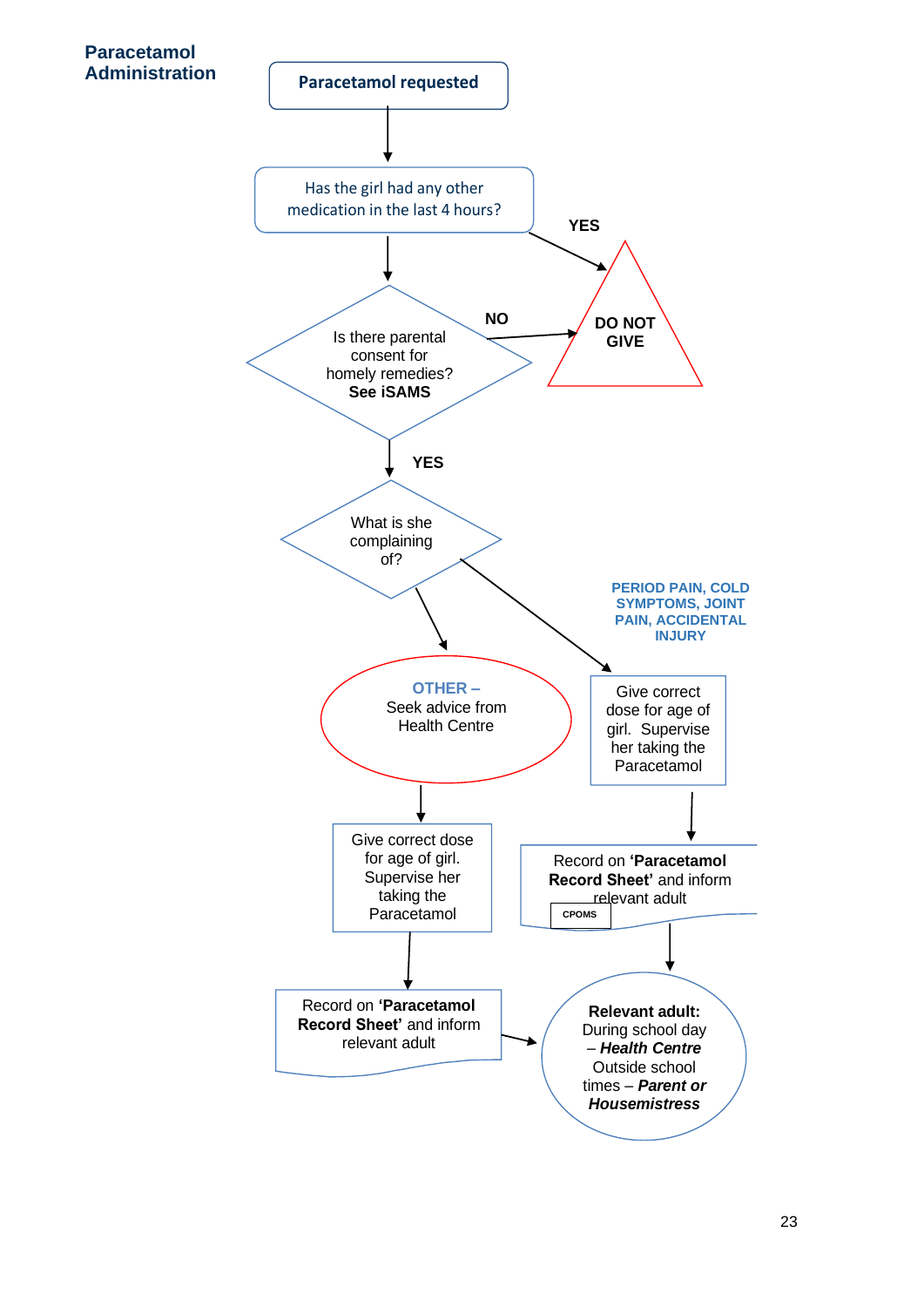## Paracetamol Administration

**Paracetamol requested**

↓

Has the girl had any other medication in the last 4 hours?

- **YES** → **DO NOT GIVE**
- ↓

Is there parental consent for homely remedies? **See iSAMS**

- **NO** → **DO NOT GIVE**
- **YES** ↓

What is she complaining of?

- **PERIOD PAIN, COLD SYMPTOMS, JOINT PAIN, ACCIDENTAL INJURY** → Give correct dose for age of girl. Supervise her taking the Paracetamol → Record on **'Paracetamol Record Sheet'** and inform relevant adult (CPOMS) → Relevant adult
- **OTHER –** Seek advice from Health Centre → Give correct dose for age of girl. Supervise her taking the Paracetamol → Record on **'Paracetamol Record Sheet'** and inform relevant adult → Relevant adult

**Relevant adult:** During school day – ***Health Centre*** Outside school times – ***Parent or Housemistress***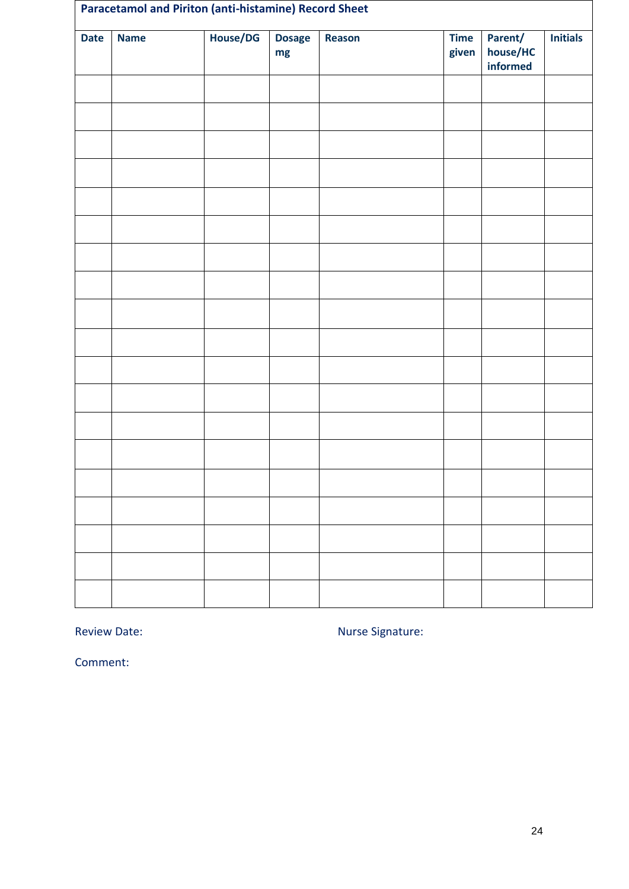**Paracetamol and Piriton (anti-histamine) Record Sheet**

| Date | Name | House/DG | Dosage mg | Reason | Time given | Parent/ house/HC informed | Initials |
|---|---|---|---|---|---|---|---|
| | | | | | | | |
| | | | | | | | |
| | | | | | | | |
| | | | | | | | |
| | | | | | | | |
| | | | | | | | |
| | | | | | | | |
| | | | | | | | |
| | | | | | | | |
| | | | | | | | |
| | | | | | | | |
| | | | | | | | |
| | | | | | | | |
| | | | | | | | |
| | | | | | | | |
| | | | | | | | |
| | | | | | | | |
| | | | | | | | |
| | | | | | | | |

Review Date: Nurse Signature:

Comment: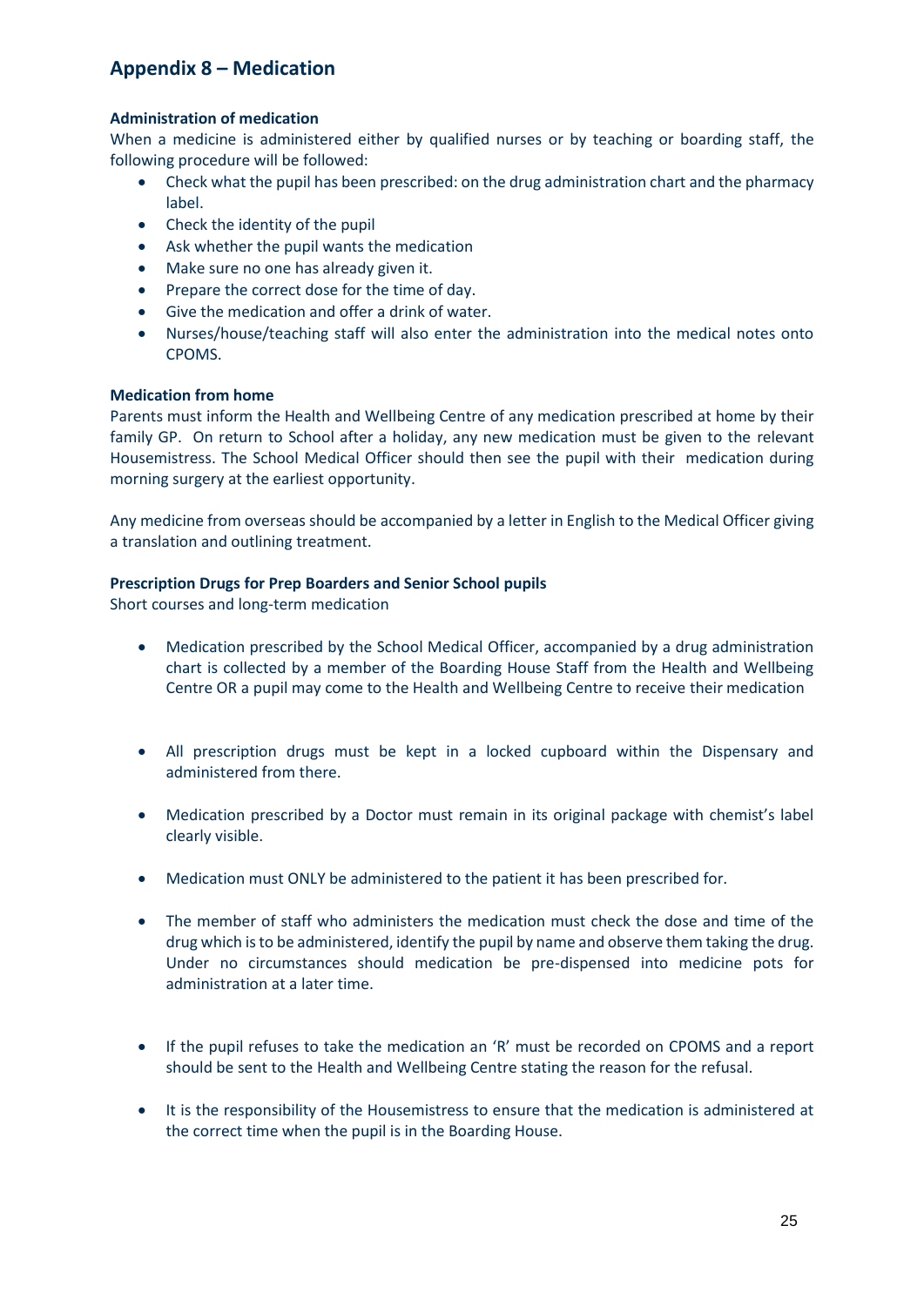## Appendix 8 – Medication

**Administration of medication**

When a medicine is administered either by qualified nurses or by teaching or boarding staff, the following procedure will be followed:

- Check what the pupil has been prescribed: on the drug administration chart and the pharmacy label.
- Check the identity of the pupil
- Ask whether the pupil wants the medication
- Make sure no one has already given it.
- Prepare the correct dose for the time of day.
- Give the medication and offer a drink of water.
- Nurses/house/teaching staff will also enter the administration into the medical notes onto CPOMS.

**Medication from home**

Parents must inform the Health and Wellbeing Centre of any medication prescribed at home by their family GP. On return to School after a holiday, any new medication must be given to the relevant Housemistress. The School Medical Officer should then see the pupil with their medication during morning surgery at the earliest opportunity.

Any medicine from overseas should be accompanied by a letter in English to the Medical Officer giving a translation and outlining treatment.

**Prescription Drugs for Prep Boarders and Senior School pupils**

Short courses and long-term medication

- Medication prescribed by the School Medical Officer, accompanied by a drug administration chart is collected by a member of the Boarding House Staff from the Health and Wellbeing Centre OR a pupil may come to the Health and Wellbeing Centre to receive their medication
- All prescription drugs must be kept in a locked cupboard within the Dispensary and administered from there.
- Medication prescribed by a Doctor must remain in its original package with chemist's label clearly visible.
- Medication must ONLY be administered to the patient it has been prescribed for.
- The member of staff who administers the medication must check the dose and time of the drug which is to be administered, identify the pupil by name and observe them taking the drug. Under no circumstances should medication be pre-dispensed into medicine pots for administration at a later time.
- If the pupil refuses to take the medication an 'R' must be recorded on CPOMS and a report should be sent to the Health and Wellbeing Centre stating the reason for the refusal.
- It is the responsibility of the Housemistress to ensure that the medication is administered at the correct time when the pupil is in the Boarding House.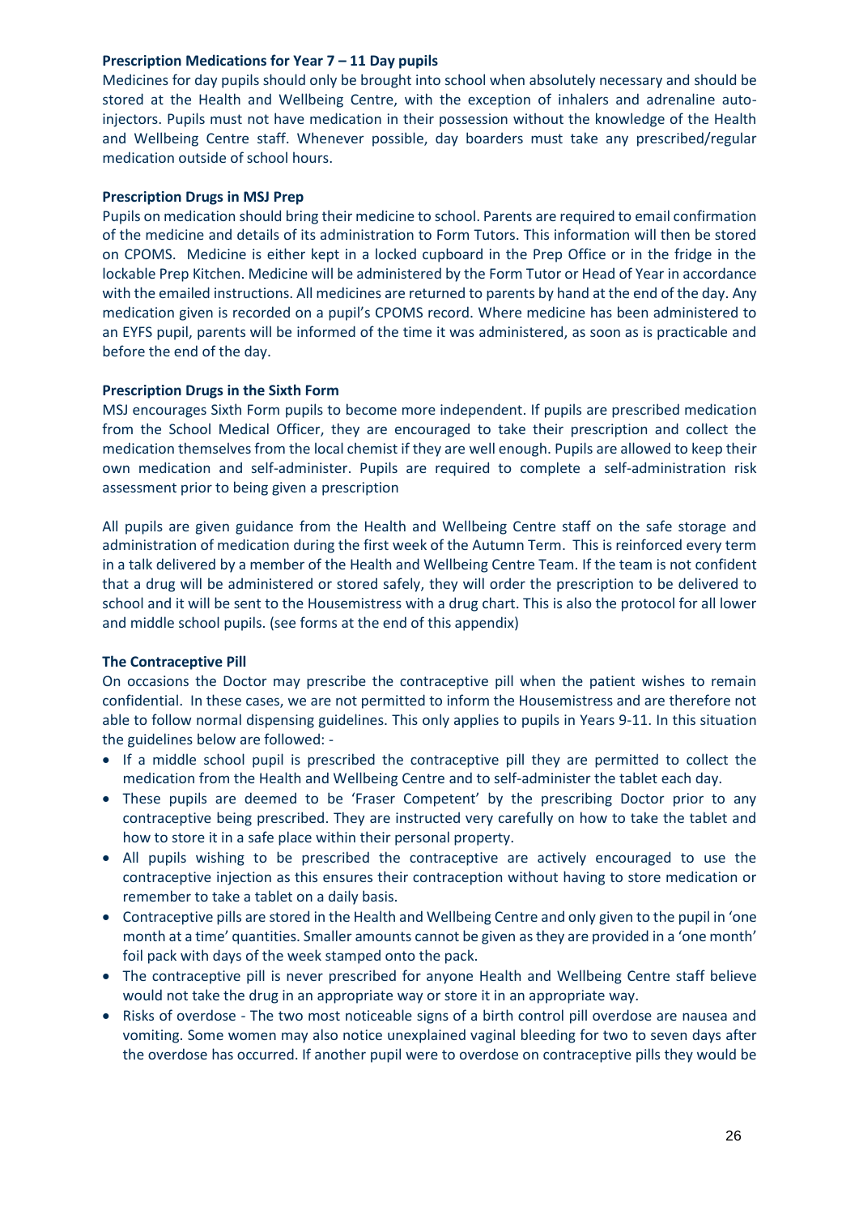**Prescription Medications for Year 7 – 11 Day pupils**

Medicines for day pupils should only be brought into school when absolutely necessary and should be stored at the Health and Wellbeing Centre, with the exception of inhalers and adrenaline auto-injectors. Pupils must not have medication in their possession without the knowledge of the Health and Wellbeing Centre staff. Whenever possible, day boarders must take any prescribed/regular medication outside of school hours.

**Prescription Drugs in MSJ Prep**

Pupils on medication should bring their medicine to school. Parents are required to email confirmation of the medicine and details of its administration to Form Tutors. This information will then be stored on CPOMS. Medicine is either kept in a locked cupboard in the Prep Office or in the fridge in the lockable Prep Kitchen. Medicine will be administered by the Form Tutor or Head of Year in accordance with the emailed instructions. All medicines are returned to parents by hand at the end of the day. Any medication given is recorded on a pupil's CPOMS record. Where medicine has been administered to an EYFS pupil, parents will be informed of the time it was administered, as soon as is practicable and before the end of the day.

**Prescription Drugs in the Sixth Form**

MSJ encourages Sixth Form pupils to become more independent. If pupils are prescribed medication from the School Medical Officer, they are encouraged to take their prescription and collect the medication themselves from the local chemist if they are well enough. Pupils are allowed to keep their own medication and self-administer. Pupils are required to complete a self-administration risk assessment prior to being given a prescription

All pupils are given guidance from the Health and Wellbeing Centre staff on the safe storage and administration of medication during the first week of the Autumn Term. This is reinforced every term in a talk delivered by a member of the Health and Wellbeing Centre Team. If the team is not confident that a drug will be administered or stored safely, they will order the prescription to be delivered to school and it will be sent to the Housemistress with a drug chart. This is also the protocol for all lower and middle school pupils. (see forms at the end of this appendix)

**The Contraceptive Pill**

On occasions the Doctor may prescribe the contraceptive pill when the patient wishes to remain confidential. In these cases, we are not permitted to inform the Housemistress and are therefore not able to follow normal dispensing guidelines. This only applies to pupils in Years 9-11. In this situation the guidelines below are followed: -

- If a middle school pupil is prescribed the contraceptive pill they are permitted to collect the medication from the Health and Wellbeing Centre and to self-administer the tablet each day.
- These pupils are deemed to be 'Fraser Competent' by the prescribing Doctor prior to any contraceptive being prescribed. They are instructed very carefully on how to take the tablet and how to store it in a safe place within their personal property.
- All pupils wishing to be prescribed the contraceptive are actively encouraged to use the contraceptive injection as this ensures their contraception without having to store medication or remember to take a tablet on a daily basis.
- Contraceptive pills are stored in the Health and Wellbeing Centre and only given to the pupil in 'one month at a time' quantities. Smaller amounts cannot be given as they are provided in a 'one month' foil pack with days of the week stamped onto the pack.
- The contraceptive pill is never prescribed for anyone Health and Wellbeing Centre staff believe would not take the drug in an appropriate way or store it in an appropriate way.
- Risks of overdose - The two most noticeable signs of a birth control pill overdose are nausea and vomiting. Some women may also notice unexplained vaginal bleeding for two to seven days after the overdose has occurred. If another pupil were to overdose on contraceptive pills they would be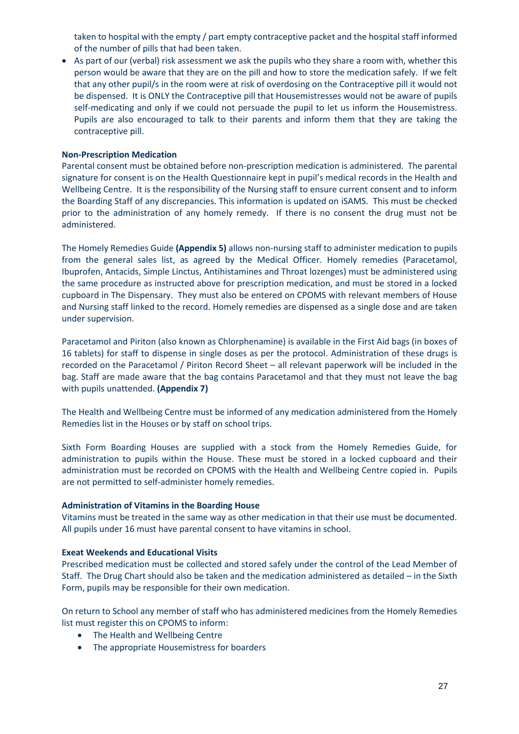taken to hospital with the empty / part empty contraceptive packet and the hospital staff informed of the number of pills that had been taken.

- As part of our (verbal) risk assessment we ask the pupils who they share a room with, whether this person would be aware that they are on the pill and how to store the medication safely. If we felt that any other pupil/s in the room were at risk of overdosing on the Contraceptive pill it would not be dispensed. It is ONLY the Contraceptive pill that Housemistresses would not be aware of pupils self-medicating and only if we could not persuade the pupil to let us inform the Housemistress. Pupils are also encouraged to talk to their parents and inform them that they are taking the contraceptive pill.

**Non-Prescription Medication**

Parental consent must be obtained before non-prescription medication is administered. The parental signature for consent is on the Health Questionnaire kept in pupil's medical records in the Health and Wellbeing Centre. It is the responsibility of the Nursing staff to ensure current consent and to inform the Boarding Staff of any discrepancies. This information is updated on iSAMS. This must be checked prior to the administration of any homely remedy. If there is no consent the drug must not be administered.

The Homely Remedies Guide **(Appendix 5)** allows non-nursing staff to administer medication to pupils from the general sales list, as agreed by the Medical Officer. Homely remedies (Paracetamol, Ibuprofen, Antacids, Simple Linctus, Antihistamines and Throat lozenges) must be administered using the same procedure as instructed above for prescription medication, and must be stored in a locked cupboard in The Dispensary. They must also be entered on CPOMS with relevant members of House and Nursing staff linked to the record. Homely remedies are dispensed as a single dose and are taken under supervision.

Paracetamol and Piriton (also known as Chlorphenamine) is available in the First Aid bags (in boxes of 16 tablets) for staff to dispense in single doses as per the protocol. Administration of these drugs is recorded on the Paracetamol / Piriton Record Sheet – all relevant paperwork will be included in the bag. Staff are made aware that the bag contains Paracetamol and that they must not leave the bag with pupils unattended. **(Appendix 7)**

The Health and Wellbeing Centre must be informed of any medication administered from the Homely Remedies list in the Houses or by staff on school trips.

Sixth Form Boarding Houses are supplied with a stock from the Homely Remedies Guide, for administration to pupils within the House. These must be stored in a locked cupboard and their administration must be recorded on CPOMS with the Health and Wellbeing Centre copied in. Pupils are not permitted to self-administer homely remedies.

**Administration of Vitamins in the Boarding House**

Vitamins must be treated in the same way as other medication in that their use must be documented. All pupils under 16 must have parental consent to have vitamins in school.

**Exeat Weekends and Educational Visits**

Prescribed medication must be collected and stored safely under the control of the Lead Member of Staff. The Drug Chart should also be taken and the medication administered as detailed – in the Sixth Form, pupils may be responsible for their own medication.

On return to School any member of staff who has administered medicines from the Homely Remedies list must register this on CPOMS to inform:

- The Health and Wellbeing Centre
- The appropriate Housemistress for boarders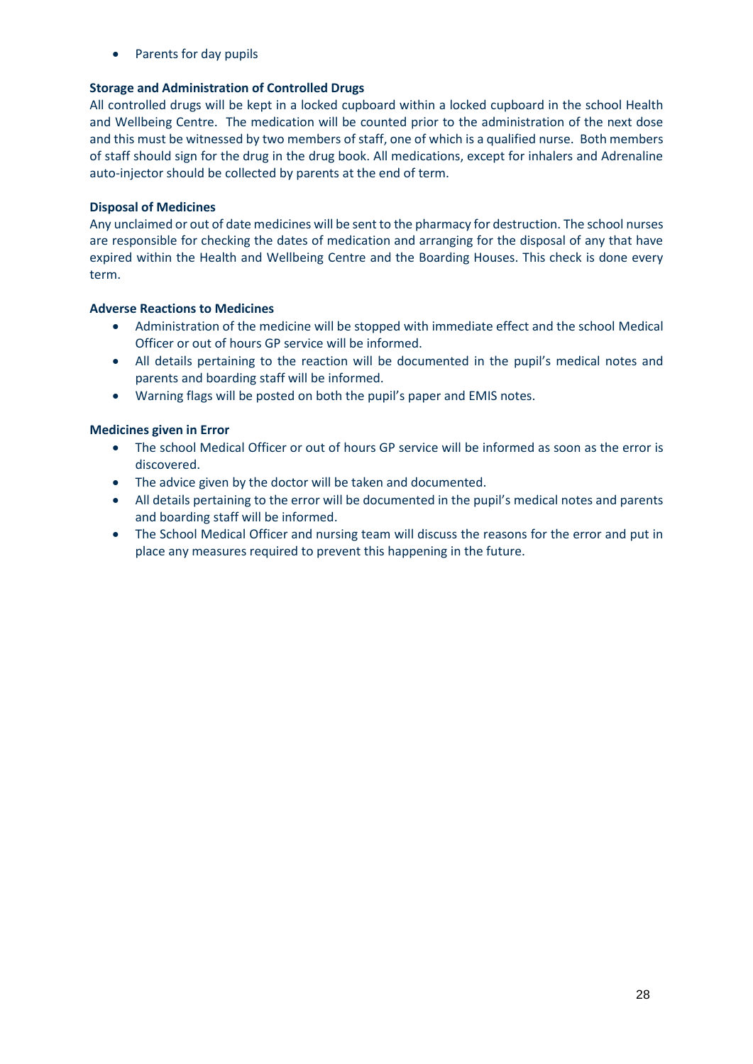- Parents for day pupils

**Storage and Administration of Controlled Drugs**

All controlled drugs will be kept in a locked cupboard within a locked cupboard in the school Health and Wellbeing Centre. The medication will be counted prior to the administration of the next dose and this must be witnessed by two members of staff, one of which is a qualified nurse. Both members of staff should sign for the drug in the drug book. All medications, except for inhalers and Adrenaline auto-injector should be collected by parents at the end of term.

**Disposal of Medicines**

Any unclaimed or out of date medicines will be sent to the pharmacy for destruction. The school nurses are responsible for checking the dates of medication and arranging for the disposal of any that have expired within the Health and Wellbeing Centre and the Boarding Houses. This check is done every term.

**Adverse Reactions to Medicines**

- Administration of the medicine will be stopped with immediate effect and the school Medical Officer or out of hours GP service will be informed.
- All details pertaining to the reaction will be documented in the pupil's medical notes and parents and boarding staff will be informed.
- Warning flags will be posted on both the pupil's paper and EMIS notes.

**Medicines given in Error**

- The school Medical Officer or out of hours GP service will be informed as soon as the error is discovered.
- The advice given by the doctor will be taken and documented.
- All details pertaining to the error will be documented in the pupil's medical notes and parents and boarding staff will be informed.
- The School Medical Officer and nursing team will discuss the reasons for the error and put in place any measures required to prevent this happening in the future.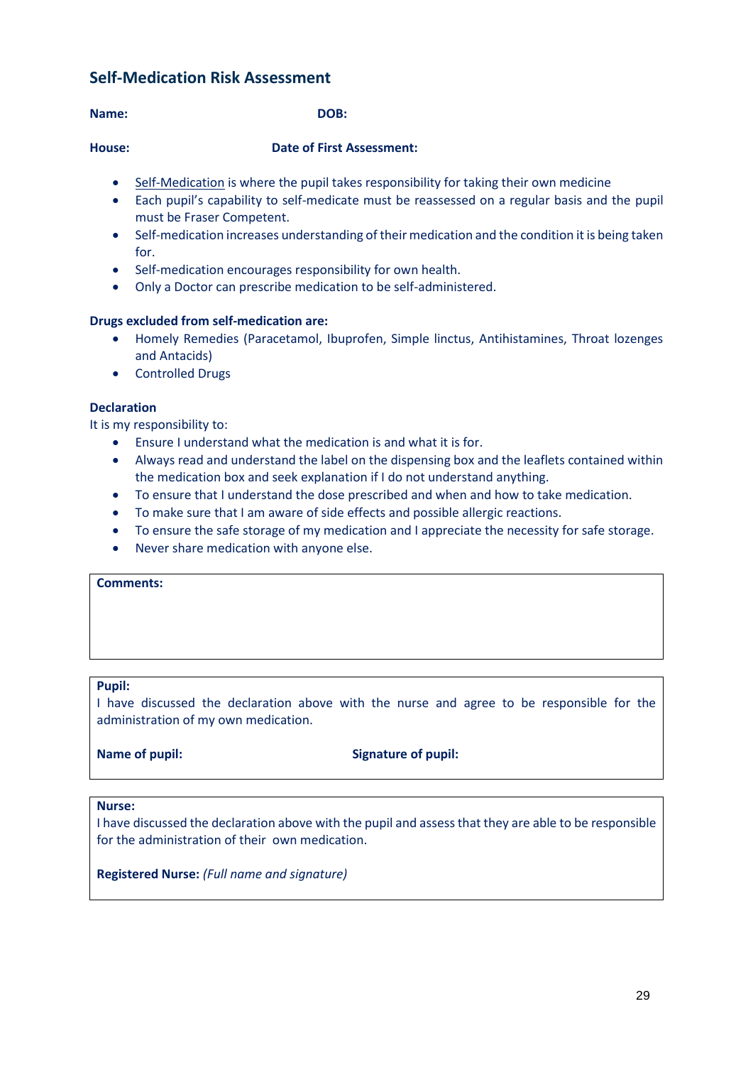## Self-Medication Risk Assessment

**Name:** **DOB:**

**House:** **Date of First Assessment:**

- Self-Medication is where the pupil takes responsibility for taking their own medicine
- Each pupil's capability to self-medicate must be reassessed on a regular basis and the pupil must be Fraser Competent.
- Self-medication increases understanding of their medication and the condition it is being taken for.
- Self-medication encourages responsibility for own health.
- Only a Doctor can prescribe medication to be self-administered.

**Drugs excluded from self-medication are:**

- Homely Remedies (Paracetamol, Ibuprofen, Simple linctus, Antihistamines, Throat lozenges and Antacids)
- Controlled Drugs

**Declaration**

It is my responsibility to:

- Ensure I understand what the medication is and what it is for.
- Always read and understand the label on the dispensing box and the leaflets contained within the medication box and seek explanation if I do not understand anything.
- To ensure that I understand the dose prescribed and when and how to take medication.
- To make sure that I am aware of side effects and possible allergic reactions.
- To ensure the safe storage of my medication and I appreciate the necessity for safe storage.
- Never share medication with anyone else.

**Comments:**

**Pupil:**

I have discussed the declaration above with the nurse and agree to be responsible for the administration of my own medication.

**Name of pupil:** **Signature of pupil:**

**Nurse:**

I have discussed the declaration above with the pupil and assess that they are able to be responsible for the administration of their own medication.

**Registered Nurse:** *(Full name and signature)*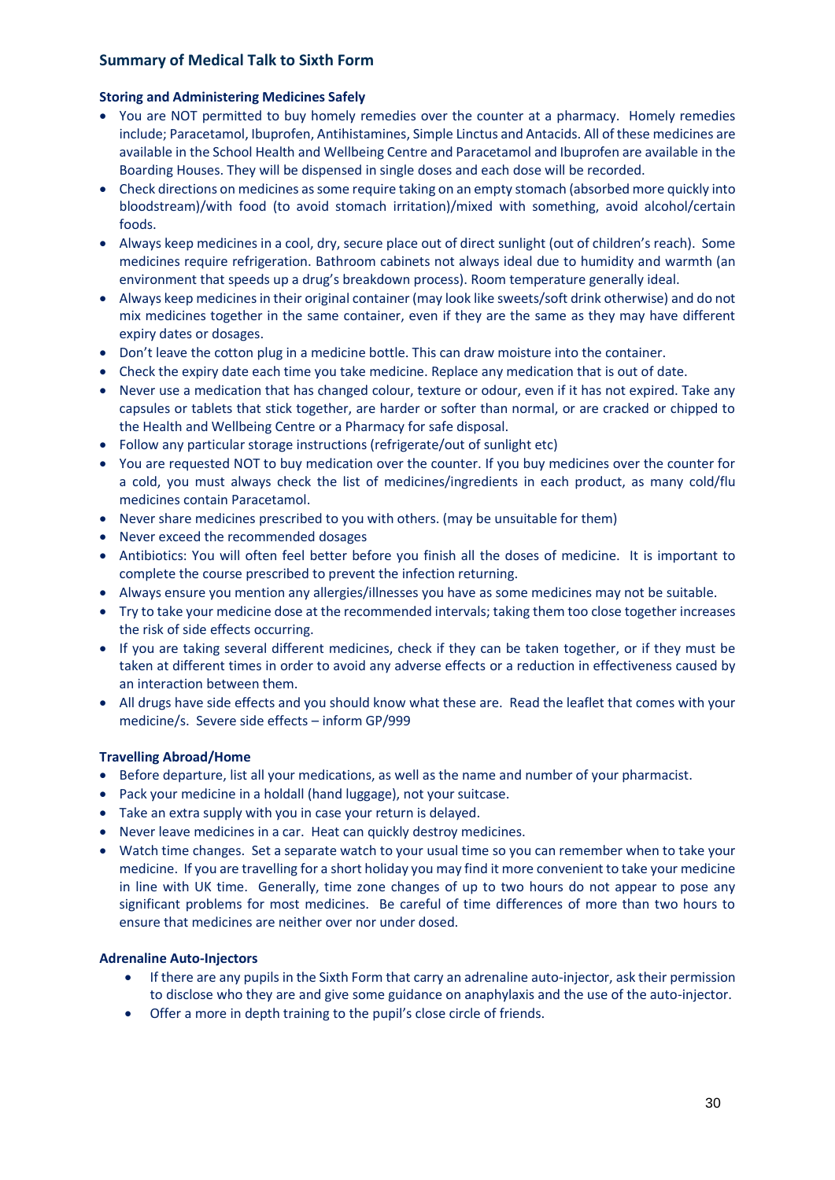## Summary of Medical Talk to Sixth Form

### Storing and Administering Medicines Safely

- You are NOT permitted to buy homely remedies over the counter at a pharmacy. Homely remedies include; Paracetamol, Ibuprofen, Antihistamines, Simple Linctus and Antacids. All of these medicines are available in the School Health and Wellbeing Centre and Paracetamol and Ibuprofen are available in the Boarding Houses. They will be dispensed in single doses and each dose will be recorded.
- Check directions on medicines as some require taking on an empty stomach (absorbed more quickly into bloodstream)/with food (to avoid stomach irritation)/mixed with something, avoid alcohol/certain foods.
- Always keep medicines in a cool, dry, secure place out of direct sunlight (out of children's reach). Some medicines require refrigeration. Bathroom cabinets not always ideal due to humidity and warmth (an environment that speeds up a drug's breakdown process). Room temperature generally ideal.
- Always keep medicines in their original container (may look like sweets/soft drink otherwise) and do not mix medicines together in the same container, even if they are the same as they may have different expiry dates or dosages.
- Don't leave the cotton plug in a medicine bottle. This can draw moisture into the container.
- Check the expiry date each time you take medicine. Replace any medication that is out of date.
- Never use a medication that has changed colour, texture or odour, even if it has not expired. Take any capsules or tablets that stick together, are harder or softer than normal, or are cracked or chipped to the Health and Wellbeing Centre or a Pharmacy for safe disposal.
- Follow any particular storage instructions (refrigerate/out of sunlight etc)
- You are requested NOT to buy medication over the counter. If you buy medicines over the counter for a cold, you must always check the list of medicines/ingredients in each product, as many cold/flu medicines contain Paracetamol.
- Never share medicines prescribed to you with others. (may be unsuitable for them)
- Never exceed the recommended dosages
- Antibiotics: You will often feel better before you finish all the doses of medicine. It is important to complete the course prescribed to prevent the infection returning.
- Always ensure you mention any allergies/illnesses you have as some medicines may not be suitable.
- Try to take your medicine dose at the recommended intervals; taking them too close together increases the risk of side effects occurring.
- If you are taking several different medicines, check if they can be taken together, or if they must be taken at different times in order to avoid any adverse effects or a reduction in effectiveness caused by an interaction between them.
- All drugs have side effects and you should know what these are. Read the leaflet that comes with your medicine/s. Severe side effects – inform GP/999

### Travelling Abroad/Home

- Before departure, list all your medications, as well as the name and number of your pharmacist.
- Pack your medicine in a holdall (hand luggage), not your suitcase.
- Take an extra supply with you in case your return is delayed.
- Never leave medicines in a car. Heat can quickly destroy medicines.
- Watch time changes. Set a separate watch to your usual time so you can remember when to take your medicine. If you are travelling for a short holiday you may find it more convenient to take your medicine in line with UK time. Generally, time zone changes of up to two hours do not appear to pose any significant problems for most medicines. Be careful of time differences of more than two hours to ensure that medicines are neither over nor under dosed.

### Adrenaline Auto-Injectors

- If there are any pupils in the Sixth Form that carry an adrenaline auto-injector, ask their permission to disclose who they are and give some guidance on anaphylaxis and the use of the auto-injector.
- Offer a more in depth training to the pupil's close circle of friends.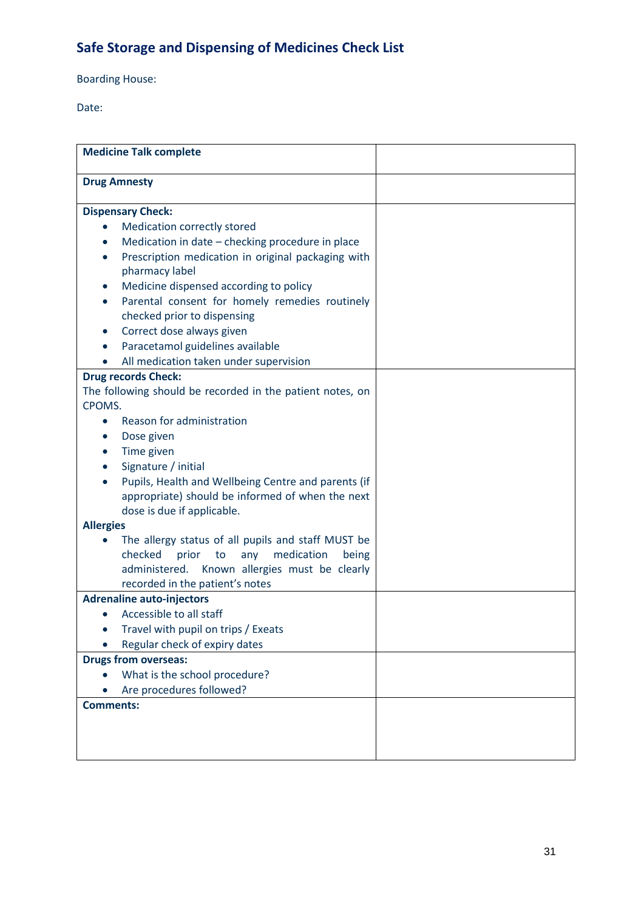## Safe Storage and Dispensing of Medicines Check List

Boarding House:

Date:

| | |
|---|---|
| **Medicine Talk complete** | |
| **Drug Amnesty** | |
| **Dispensary Check:**<br>• Medication correctly stored<br>• Medication in date – checking procedure in place<br>• Prescription medication in original packaging with pharmacy label<br>• Medicine dispensed according to policy<br>• Parental consent for homely remedies routinely checked prior to dispensing<br>• Correct dose always given<br>• Paracetamol guidelines available<br>• All medication taken under supervision | |
| **Drug records Check:**<br>The following should be recorded in the patient notes, on CPOMS.<br>• Reason for administration<br>• Dose given<br>• Time given<br>• Signature / initial<br>• Pupils, Health and Wellbeing Centre and parents (if appropriate) should be informed of when the next dose is due if applicable.<br>**Allergies**<br>• The allergy status of all pupils and staff MUST be checked prior to any medication being administered. Known allergies must be clearly recorded in the patient's notes | |
| **Adrenaline auto-injectors**<br>• Accessible to all staff<br>• Travel with pupil on trips / Exeats<br>• Regular check of expiry dates | |
| **Drugs from overseas:**<br>• What is the school procedure?<br>• Are procedures followed? | |
| **Comments:** | |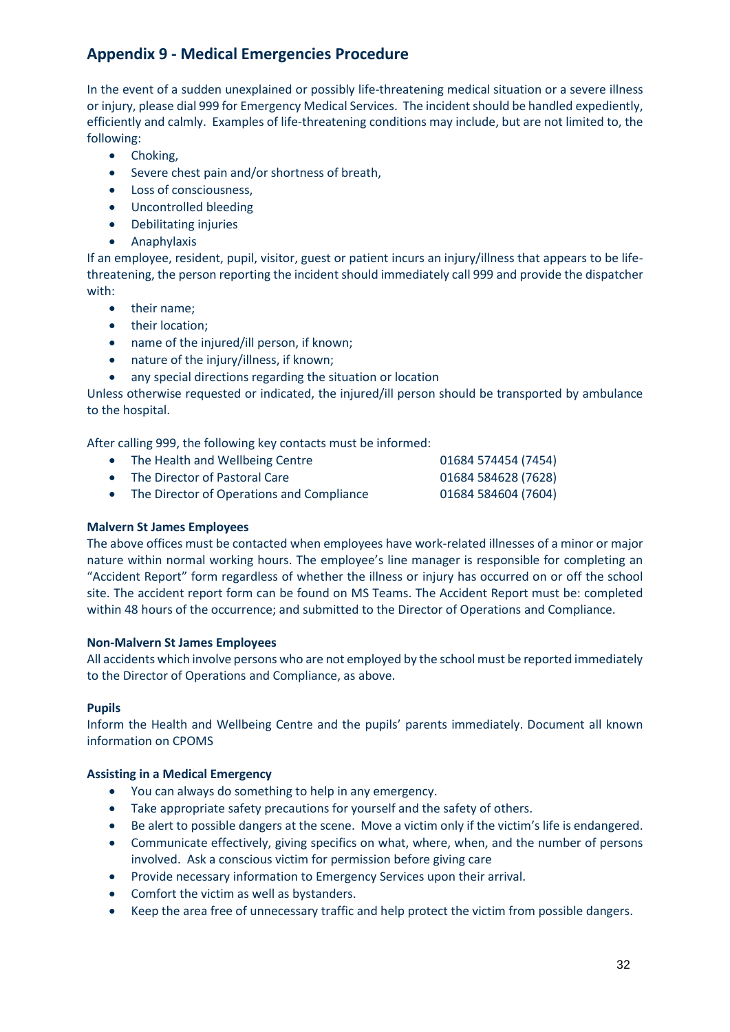## Appendix 9 - Medical Emergencies Procedure

In the event of a sudden unexplained or possibly life-threatening medical situation or a severe illness or injury, please dial 999 for Emergency Medical Services. The incident should be handled expediently, efficiently and calmly. Examples of life-threatening conditions may include, but are not limited to, the following:

- Choking,
- Severe chest pain and/or shortness of breath,
- Loss of consciousness,
- Uncontrolled bleeding
- Debilitating injuries
- Anaphylaxis

If an employee, resident, pupil, visitor, guest or patient incurs an injury/illness that appears to be life-threatening, the person reporting the incident should immediately call 999 and provide the dispatcher with:

- their name;
- their location;
- name of the injured/ill person, if known;
- nature of the injury/illness, if known;
- any special directions regarding the situation or location

Unless otherwise requested or indicated, the injured/ill person should be transported by ambulance to the hospital.

After calling 999, the following key contacts must be informed:

- The Health and Wellbeing Centre 01684 574454 (7454)
- The Director of Pastoral Care 01684 584628 (7628)
- The Director of Operations and Compliance 01684 584604 (7604)

**Malvern St James Employees**

The above offices must be contacted when employees have work-related illnesses of a minor or major nature within normal working hours. The employee's line manager is responsible for completing an "Accident Report" form regardless of whether the illness or injury has occurred on or off the school site. The accident report form can be found on MS Teams. The Accident Report must be: completed within 48 hours of the occurrence; and submitted to the Director of Operations and Compliance.

**Non-Malvern St James Employees**

All accidents which involve persons who are not employed by the school must be reported immediately to the Director of Operations and Compliance, as above.

**Pupils**

Inform the Health and Wellbeing Centre and the pupils' parents immediately. Document all known information on CPOMS

**Assisting in a Medical Emergency**

- You can always do something to help in any emergency.
- Take appropriate safety precautions for yourself and the safety of others.
- Be alert to possible dangers at the scene. Move a victim only if the victim's life is endangered.
- Communicate effectively, giving specifics on what, where, when, and the number of persons involved. Ask a conscious victim for permission before giving care
- Provide necessary information to Emergency Services upon their arrival.
- Comfort the victim as well as bystanders.
- Keep the area free of unnecessary traffic and help protect the victim from possible dangers.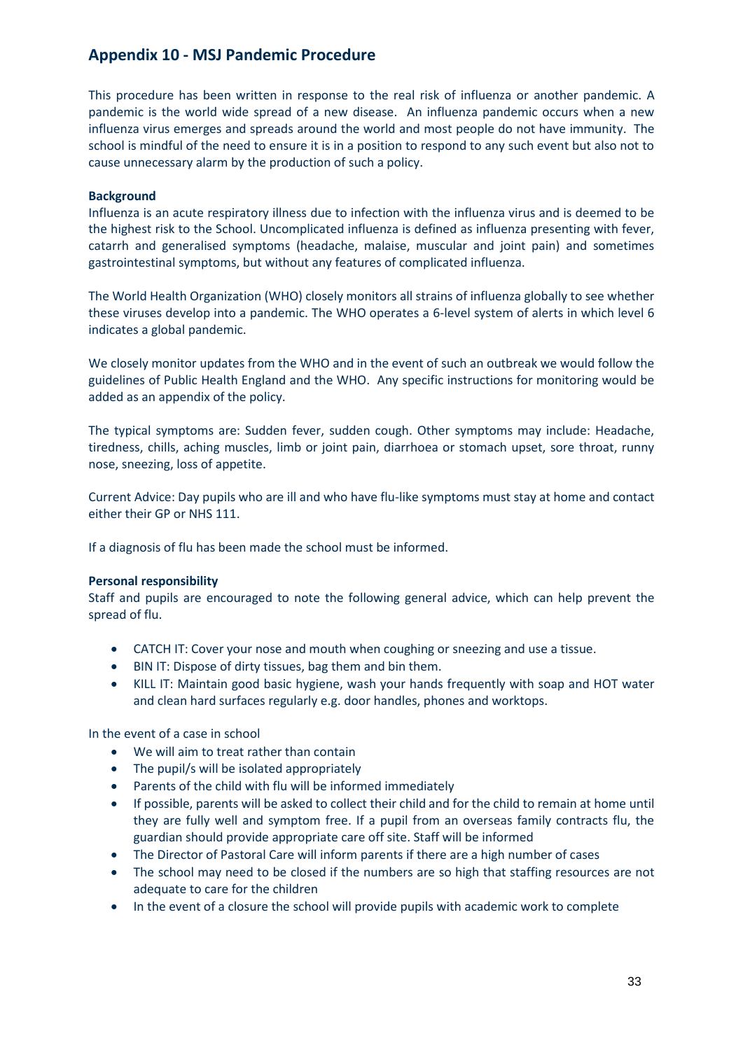## Appendix 10 - MSJ Pandemic Procedure

This procedure has been written in response to the real risk of influenza or another pandemic. A pandemic is the world wide spread of a new disease. An influenza pandemic occurs when a new influenza virus emerges and spreads around the world and most people do not have immunity. The school is mindful of the need to ensure it is in a position to respond to any such event but also not to cause unnecessary alarm by the production of such a policy.

**Background**

Influenza is an acute respiratory illness due to infection with the influenza virus and is deemed to be the highest risk to the School. Uncomplicated influenza is defined as influenza presenting with fever, catarrh and generalised symptoms (headache, malaise, muscular and joint pain) and sometimes gastrointestinal symptoms, but without any features of complicated influenza.

The World Health Organization (WHO) closely monitors all strains of influenza globally to see whether these viruses develop into a pandemic. The WHO operates a 6-level system of alerts in which level 6 indicates a global pandemic.

We closely monitor updates from the WHO and in the event of such an outbreak we would follow the guidelines of Public Health England and the WHO. Any specific instructions for monitoring would be added as an appendix of the policy.

The typical symptoms are: Sudden fever, sudden cough. Other symptoms may include: Headache, tiredness, chills, aching muscles, limb or joint pain, diarrhoea or stomach upset, sore throat, runny nose, sneezing, loss of appetite.

Current Advice: Day pupils who are ill and who have flu-like symptoms must stay at home and contact either their GP or NHS 111.

If a diagnosis of flu has been made the school must be informed.

**Personal responsibility**

Staff and pupils are encouraged to note the following general advice, which can help prevent the spread of flu.

- CATCH IT: Cover your nose and mouth when coughing or sneezing and use a tissue.
- BIN IT: Dispose of dirty tissues, bag them and bin them.
- KILL IT: Maintain good basic hygiene, wash your hands frequently with soap and HOT water and clean hard surfaces regularly e.g. door handles, phones and worktops.

In the event of a case in school

- We will aim to treat rather than contain
- The pupil/s will be isolated appropriately
- Parents of the child with flu will be informed immediately
- If possible, parents will be asked to collect their child and for the child to remain at home until they are fully well and symptom free. If a pupil from an overseas family contracts flu, the guardian should provide appropriate care off site. Staff will be informed
- The Director of Pastoral Care will inform parents if there are a high number of cases
- The school may need to be closed if the numbers are so high that staffing resources are not adequate to care for the children
- In the event of a closure the school will provide pupils with academic work to complete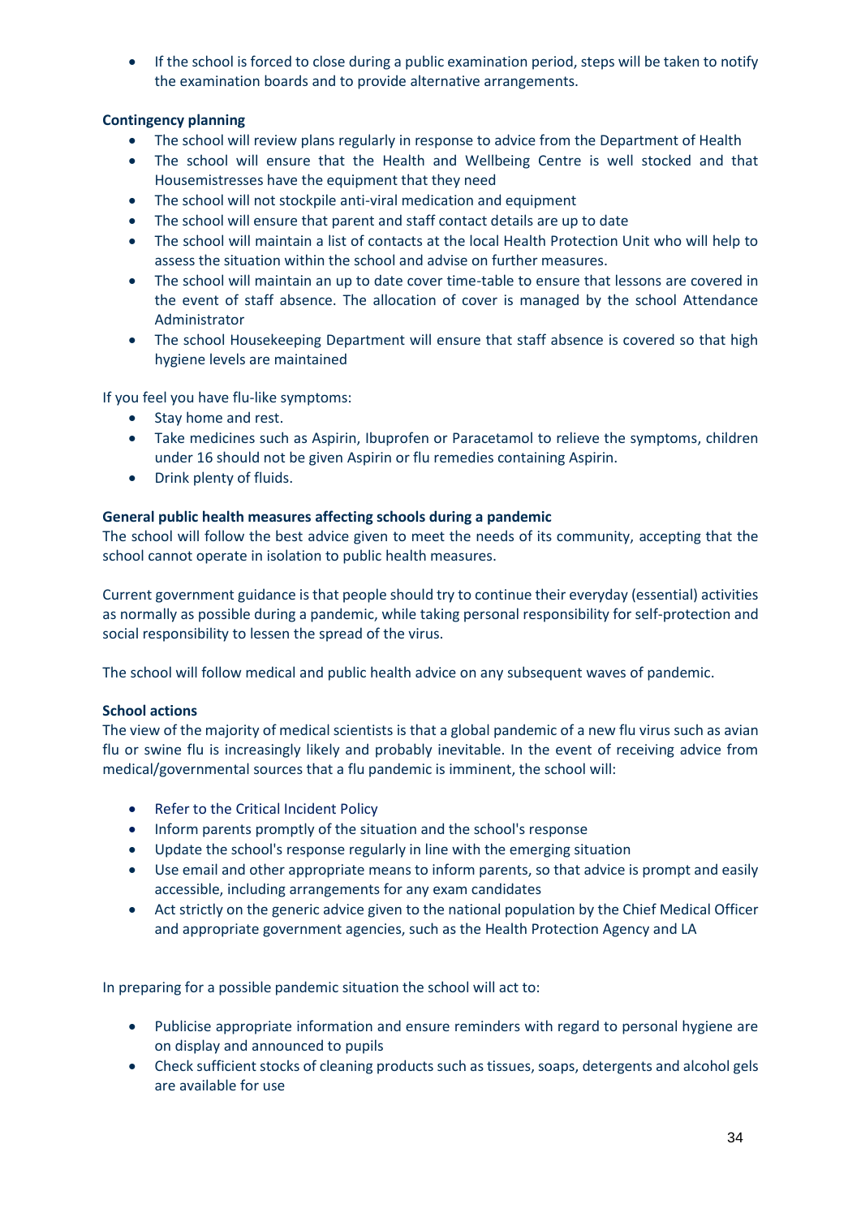- If the school is forced to close during a public examination period, steps will be taken to notify the examination boards and to provide alternative arrangements.

**Contingency planning**

- The school will review plans regularly in response to advice from the Department of Health
- The school will ensure that the Health and Wellbeing Centre is well stocked and that Housemistresses have the equipment that they need
- The school will not stockpile anti-viral medication and equipment
- The school will ensure that parent and staff contact details are up to date
- The school will maintain a list of contacts at the local Health Protection Unit who will help to assess the situation within the school and advise on further measures.
- The school will maintain an up to date cover time-table to ensure that lessons are covered in the event of staff absence. The allocation of cover is managed by the school Attendance Administrator
- The school Housekeeping Department will ensure that staff absence is covered so that high hygiene levels are maintained

If you feel you have flu-like symptoms:

- Stay home and rest.
- Take medicines such as Aspirin, Ibuprofen or Paracetamol to relieve the symptoms, children under 16 should not be given Aspirin or flu remedies containing Aspirin.
- Drink plenty of fluids.

**General public health measures affecting schools during a pandemic**

The school will follow the best advice given to meet the needs of its community, accepting that the school cannot operate in isolation to public health measures.

Current government guidance is that people should try to continue their everyday (essential) activities as normally as possible during a pandemic, while taking personal responsibility for self-protection and social responsibility to lessen the spread of the virus.

The school will follow medical and public health advice on any subsequent waves of pandemic.

**School actions**

The view of the majority of medical scientists is that a global pandemic of a new flu virus such as avian flu or swine flu is increasingly likely and probably inevitable. In the event of receiving advice from medical/governmental sources that a flu pandemic is imminent, the school will:

- Refer to the Critical Incident Policy
- Inform parents promptly of the situation and the school's response
- Update the school's response regularly in line with the emerging situation
- Use email and other appropriate means to inform parents, so that advice is prompt and easily accessible, including arrangements for any exam candidates
- Act strictly on the generic advice given to the national population by the Chief Medical Officer and appropriate government agencies, such as the Health Protection Agency and LA

In preparing for a possible pandemic situation the school will act to:

- Publicise appropriate information and ensure reminders with regard to personal hygiene are on display and announced to pupils
- Check sufficient stocks of cleaning products such as tissues, soaps, detergents and alcohol gels are available for use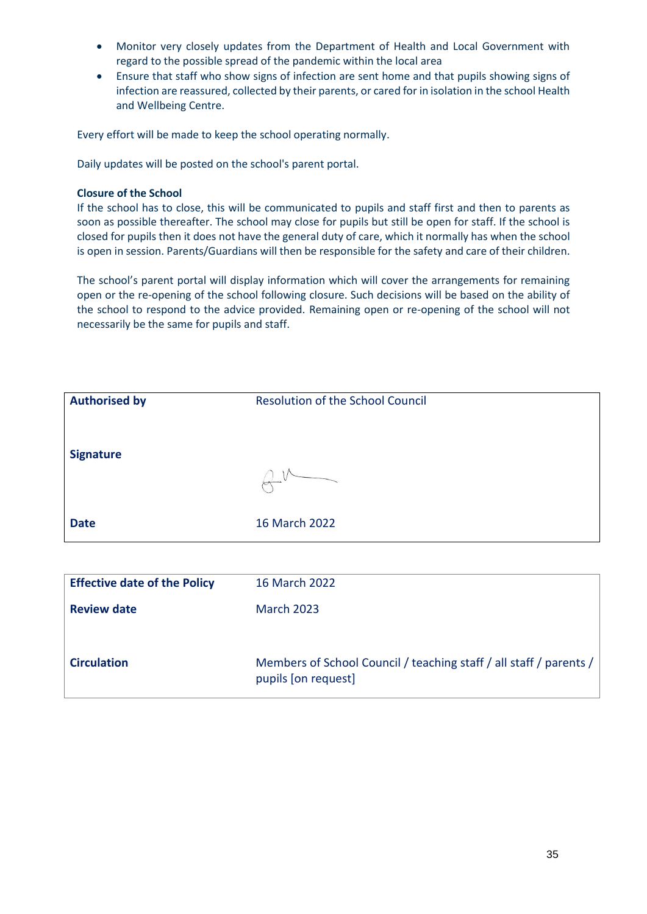- Monitor very closely updates from the Department of Health and Local Government with regard to the possible spread of the pandemic within the local area
- Ensure that staff who show signs of infection are sent home and that pupils showing signs of infection are reassured, collected by their parents, or cared for in isolation in the school Health and Wellbeing Centre.

Every effort will be made to keep the school operating normally.

Daily updates will be posted on the school's parent portal.

**Closure of the School**

If the school has to close, this will be communicated to pupils and staff first and then to parents as soon as possible thereafter. The school may close for pupils but still be open for staff. If the school is closed for pupils then it does not have the general duty of care, which it normally has when the school is open in session. Parents/Guardians will then be responsible for the safety and care of their children.

The school's parent portal will display information which will cover the arrangements for remaining open or the re-opening of the school following closure. Such decisions will be based on the ability of the school to respond to the advice provided. Remaining open or re-opening of the school will not necessarily be the same for pupils and staff.

| | |
|---|---|
| **Authorised by** | Resolution of the School Council |
| **Signature** | |
| **Date** | 16 March 2022 |

| | |
|---|---|
| **Effective date of the Policy** | 16 March 2022 |
| **Review date** | March 2023 |
| **Circulation** | Members of School Council / teaching staff / all staff / parents / pupils [on request] |